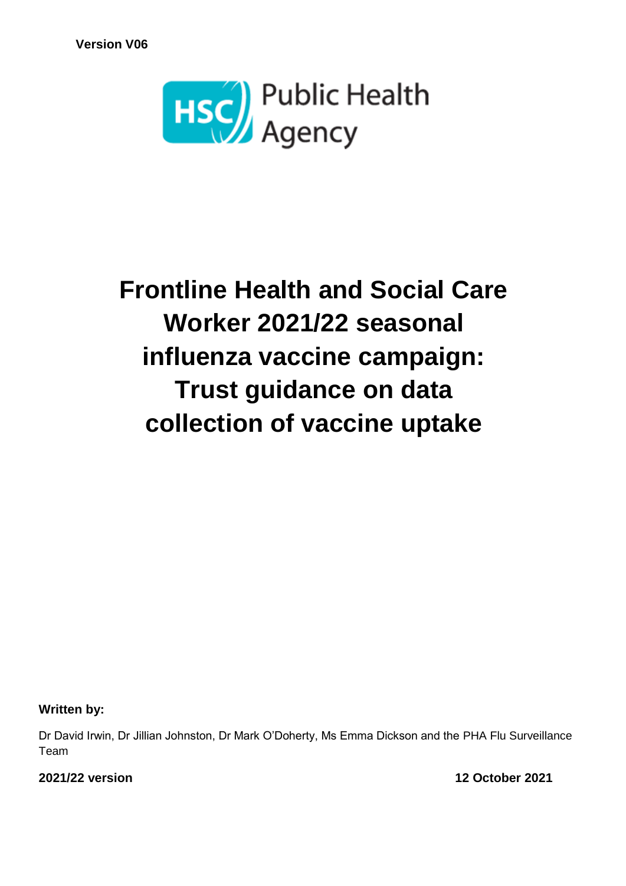**Version V06**

HSC Public Health Agency

# Frontline Health and Social Care Worker 2021/22 seasonal influenza vaccine campaign: Trust guidance on data collection of vaccine uptake

**Written by:**

Dr David Irwin, Dr Jillian Johnston, Dr Mark O'Doherty, Ms Emma Dickson and the PHA Flu Surveillance Team

**2021/22 version**

**12 October 2021**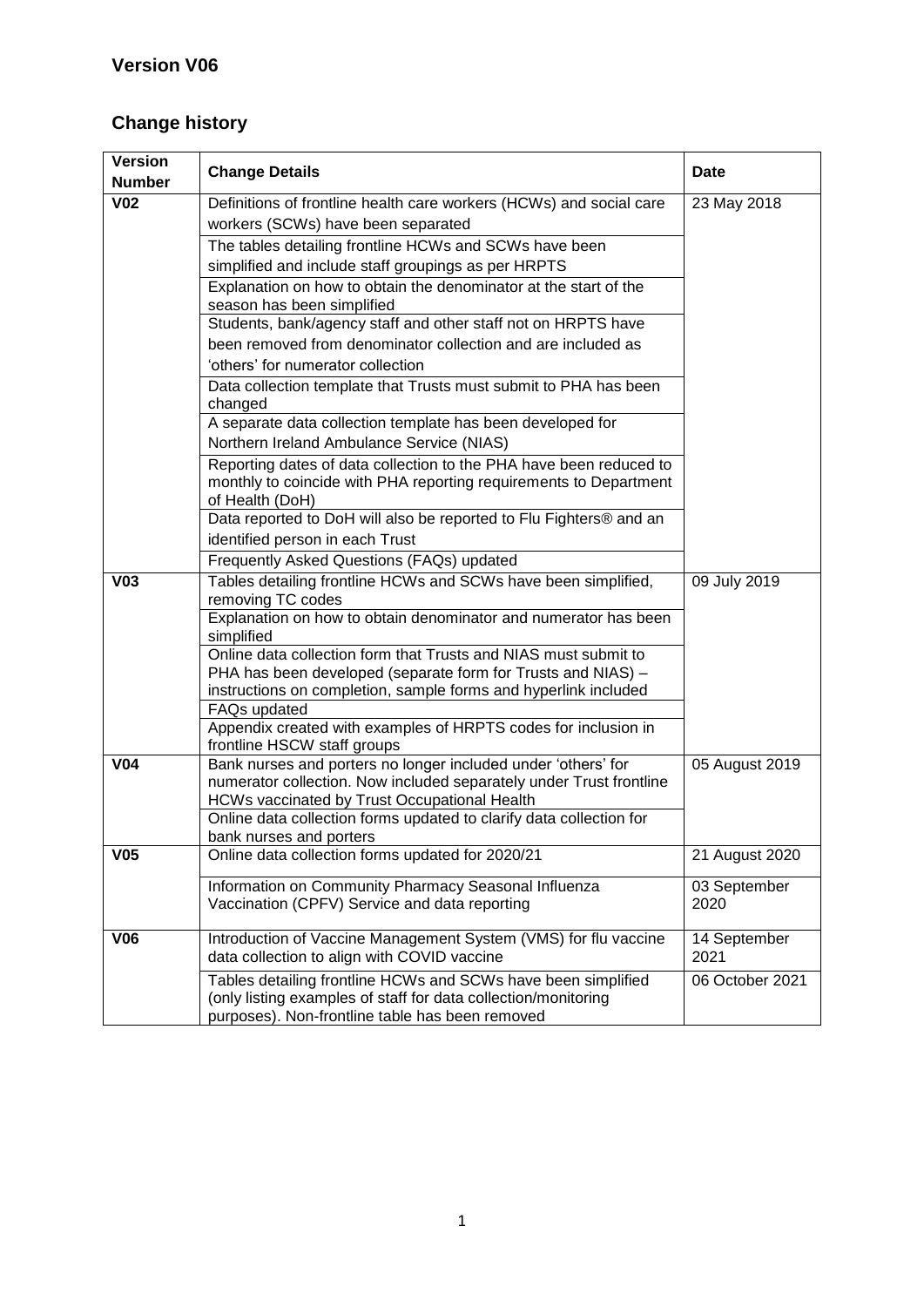## Version V06

## Change history

| Version Number | Change Details | Date |
|---|---|---|
| **V02** | Definitions of frontline health care workers (HCWs) and social care workers (SCWs) have been separated | 23 May 2018 |
| | The tables detailing frontline HCWs and SCWs have been simplified and include staff groupings as per HRPTS | |
| | Explanation on how to obtain the denominator at the start of the season has been simplified | |
| | Students, bank/agency staff and other staff not on HRPTS have been removed from denominator collection and are included as 'others' for numerator collection | |
| | Data collection template that Trusts must submit to PHA has been changed | |
| | A separate data collection template has been developed for Northern Ireland Ambulance Service (NIAS) | |
| | Reporting dates of data collection to the PHA have been reduced to monthly to coincide with PHA reporting requirements to Department of Health (DoH) | |
| | Data reported to DoH will also be reported to Flu Fighters® and an identified person in each Trust | |
| | Frequently Asked Questions (FAQs) updated | |
| **V03** | Tables detailing frontline HCWs and SCWs have been simplified, removing TC codes | 09 July 2019 |
| | Explanation on how to obtain denominator and numerator has been simplified | |
| | Online data collection form that Trusts and NIAS must submit to PHA has been developed (separate form for Trusts and NIAS) – instructions on completion, sample forms and hyperlink included | |
| | FAQs updated | |
| | Appendix created with examples of HRPTS codes for inclusion in frontline HSCW staff groups | |
| **V04** | Bank nurses and porters no longer included under 'others' for numerator collection. Now included separately under Trust frontline HCWs vaccinated by Trust Occupational Health | 05 August 2019 |
| | Online data collection forms updated to clarify data collection for bank nurses and porters | |
| **V05** | Online data collection forms updated for 2020/21 | 21 August 2020 |
| | Information on Community Pharmacy Seasonal Influenza Vaccination (CPFV) Service and data reporting | 03 September 2020 |
| **V06** | Introduction of Vaccine Management System (VMS) for flu vaccine data collection to align with COVID vaccine | 14 September 2021 |
| | Tables detailing frontline HCWs and SCWs have been simplified (only listing examples of staff for data collection/monitoring purposes). Non-frontline table has been removed | 06 October 2021 |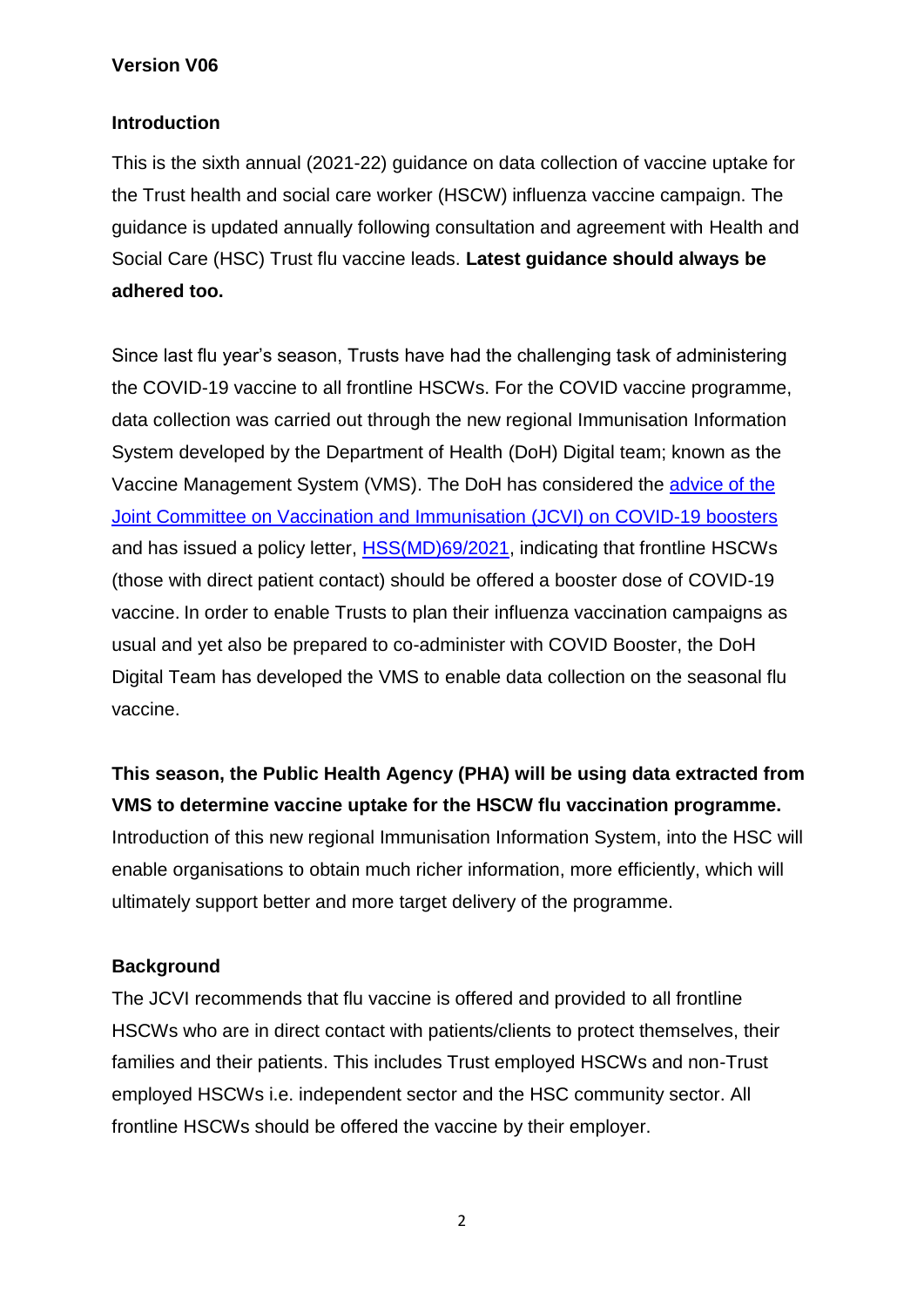**Version V06**

## Introduction

This is the sixth annual (2021-22) guidance on data collection of vaccine uptake for the Trust health and social care worker (HSCW) influenza vaccine campaign. The guidance is updated annually following consultation and agreement with Health and Social Care (HSC) Trust flu vaccine leads. **Latest guidance should always be adhered too.**

Since last flu year's season, Trusts have had the challenging task of administering the COVID-19 vaccine to all frontline HSCWs. For the COVID vaccine programme, data collection was carried out through the new regional Immunisation Information System developed by the Department of Health (DoH) Digital team; known as the Vaccine Management System (VMS). The DoH has considered the advice of the Joint Committee on Vaccination and Immunisation (JCVI) on COVID-19 boosters and has issued a policy letter, HSS(MD)69/2021, indicating that frontline HSCWs (those with direct patient contact) should be offered a booster dose of COVID-19 vaccine. In order to enable Trusts to plan their influenza vaccination campaigns as usual and yet also be prepared to co-administer with COVID Booster, the DoH Digital Team has developed the VMS to enable data collection on the seasonal flu vaccine.

**This season, the Public Health Agency (PHA) will be using data extracted from VMS to determine vaccine uptake for the HSCW flu vaccination programme.** Introduction of this new regional Immunisation Information System, into the HSC will enable organisations to obtain much richer information, more efficiently, which will ultimately support better and more target delivery of the programme.

## Background

The JCVI recommends that flu vaccine is offered and provided to all frontline HSCWs who are in direct contact with patients/clients to protect themselves, their families and their patients. This includes Trust employed HSCWs and non-Trust employed HSCWs i.e. independent sector and the HSC community sector. All frontline HSCWs should be offered the vaccine by their employer.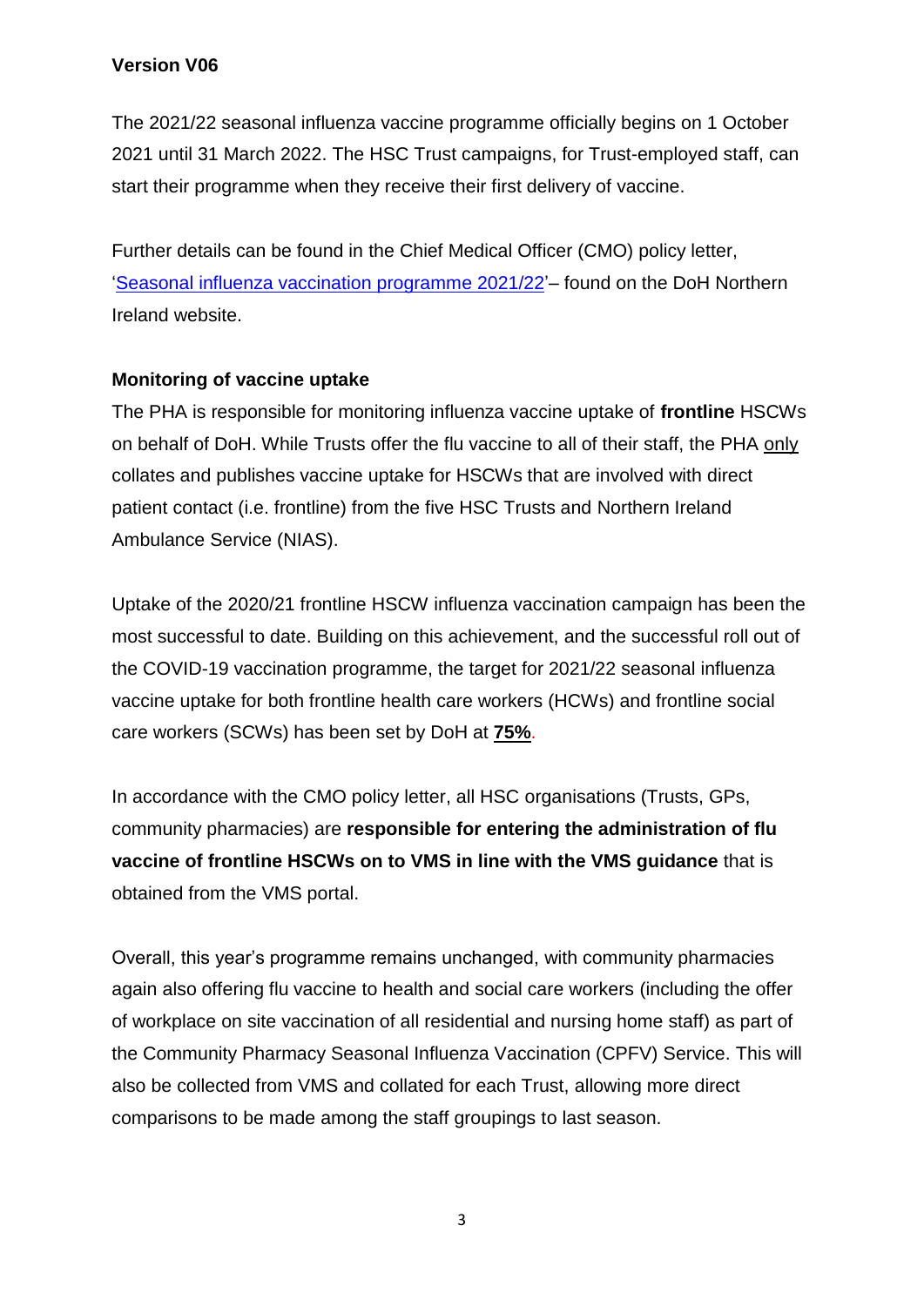**Version V06**

The 2021/22 seasonal influenza vaccine programme officially begins on 1 October 2021 until 31 March 2022. The HSC Trust campaigns, for Trust-employed staff, can start their programme when they receive their first delivery of vaccine.

Further details can be found in the Chief Medical Officer (CMO) policy letter, 'Seasonal influenza vaccination programme 2021/22'– found on the DoH Northern Ireland website.

**Monitoring of vaccine uptake**

The PHA is responsible for monitoring influenza vaccine uptake of **frontline** HSCWs on behalf of DoH. While Trusts offer the flu vaccine to all of their staff, the PHA only collates and publishes vaccine uptake for HSCWs that are involved with direct patient contact (i.e. frontline) from the five HSC Trusts and Northern Ireland Ambulance Service (NIAS).

Uptake of the 2020/21 frontline HSCW influenza vaccination campaign has been the most successful to date. Building on this achievement, and the successful roll out of the COVID-19 vaccination programme, the target for 2021/22 seasonal influenza vaccine uptake for both frontline health care workers (HCWs) and frontline social care workers (SCWs) has been set by DoH at **75%**.

In accordance with the CMO policy letter, all HSC organisations (Trusts, GPs, community pharmacies) are **responsible for entering the administration of flu vaccine of frontline HSCWs on to VMS in line with the VMS guidance** that is obtained from the VMS portal.

Overall, this year's programme remains unchanged, with community pharmacies again also offering flu vaccine to health and social care workers (including the offer of workplace on site vaccination of all residential and nursing home staff) as part of the Community Pharmacy Seasonal Influenza Vaccination (CPFV) Service. This will also be collected from VMS and collated for each Trust, allowing more direct comparisons to be made among the staff groupings to last season.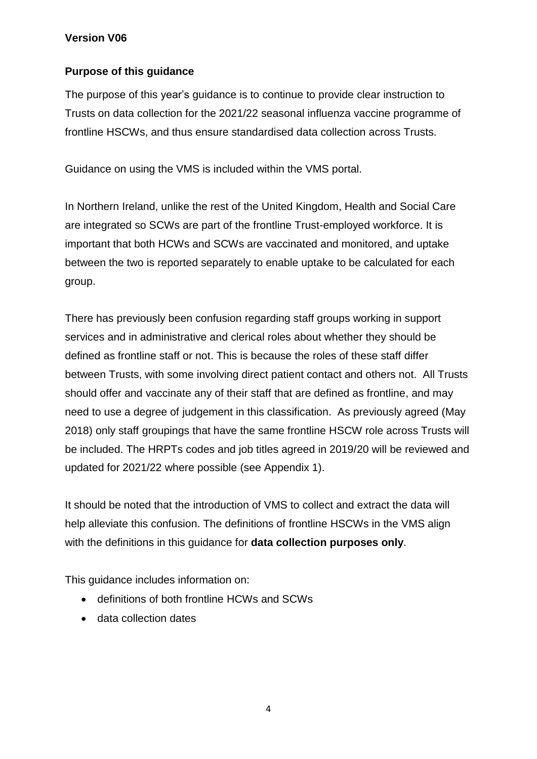**Version V06**

## Purpose of this guidance

The purpose of this year's guidance is to continue to provide clear instruction to Trusts on data collection for the 2021/22 seasonal influenza vaccine programme of frontline HSCWs, and thus ensure standardised data collection across Trusts.

Guidance on using the VMS is included within the VMS portal.

In Northern Ireland, unlike the rest of the United Kingdom, Health and Social Care are integrated so SCWs are part of the frontline Trust-employed workforce. It is important that both HCWs and SCWs are vaccinated and monitored, and uptake between the two is reported separately to enable uptake to be calculated for each group.

There has previously been confusion regarding staff groups working in support services and in administrative and clerical roles about whether they should be defined as frontline staff or not. This is because the roles of these staff differ between Trusts, with some involving direct patient contact and others not. All Trusts should offer and vaccinate any of their staff that are defined as frontline, and may need to use a degree of judgement in this classification. As previously agreed (May 2018) only staff groupings that have the same frontline HSCW role across Trusts will be included. The HRPTs codes and job titles agreed in 2019/20 will be reviewed and updated for 2021/22 where possible (see Appendix 1).

It should be noted that the introduction of VMS to collect and extract the data will help alleviate this confusion. The definitions of frontline HSCWs in the VMS align with the definitions in this guidance for **data collection purposes only**.

This guidance includes information on:

- definitions of both frontline HCWs and SCWs
- data collection dates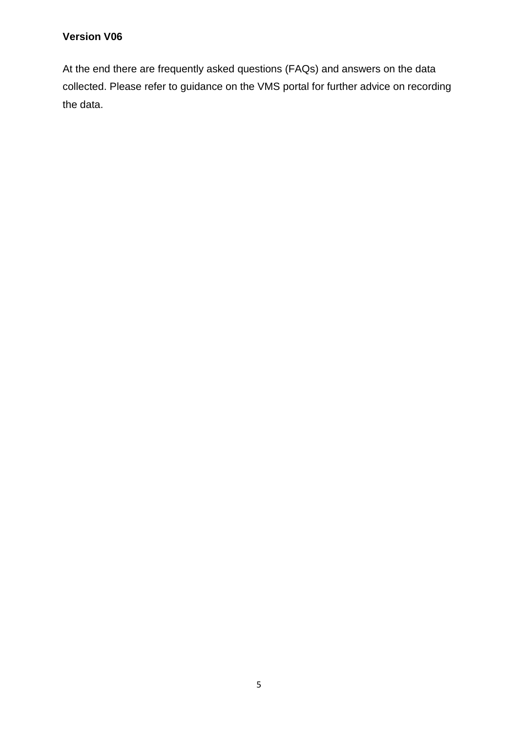**Version V06**

At the end there are frequently asked questions (FAQs) and answers on the data collected. Please refer to guidance on the VMS portal for further advice on recording the data.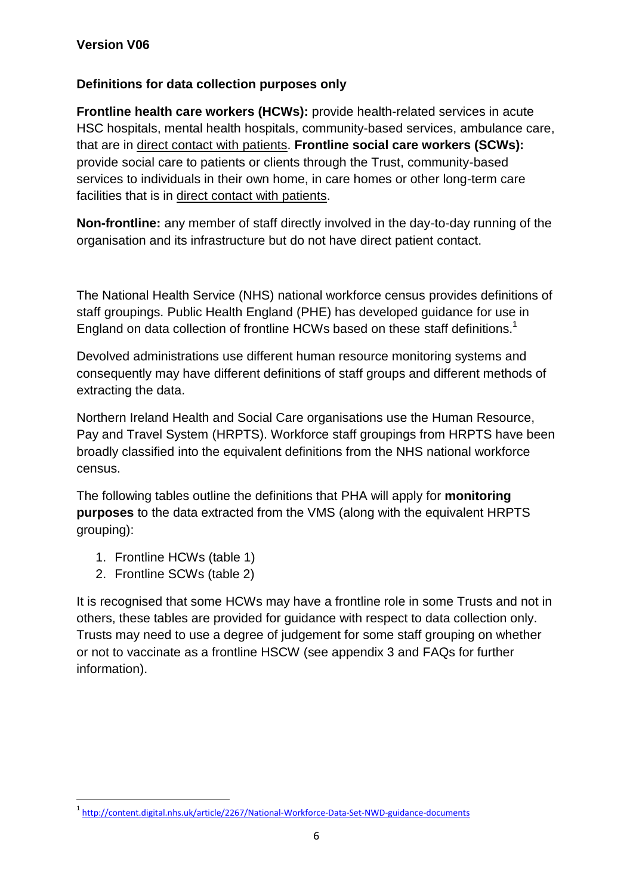**Version V06**

**Definitions for data collection purposes only**

**Frontline health care workers (HCWs):** provide health-related services in acute HSC hospitals, mental health hospitals, community-based services, ambulance care, that are in direct contact with patients. **Frontline social care workers (SCWs):** provide social care to patients or clients through the Trust, community-based services to individuals in their own home, in care homes or other long-term care facilities that is in direct contact with patients.

**Non-frontline:** any member of staff directly involved in the day-to-day running of the organisation and its infrastructure but do not have direct patient contact.

The National Health Service (NHS) national workforce census provides definitions of staff groupings. Public Health England (PHE) has developed guidance for use in England on data collection of frontline HCWs based on these staff definitions.[1]

Devolved administrations use different human resource monitoring systems and consequently may have different definitions of staff groups and different methods of extracting the data.

Northern Ireland Health and Social Care organisations use the Human Resource, Pay and Travel System (HRPTS). Workforce staff groupings from HRPTS have been broadly classified into the equivalent definitions from the NHS national workforce census.

The following tables outline the definitions that PHA will apply for **monitoring purposes** to the data extracted from the VMS (along with the equivalent HRPTS grouping):

1. Frontline HCWs (table 1)
2. Frontline SCWs (table 2)

It is recognised that some HCWs may have a frontline role in some Trusts and not in others, these tables are provided for guidance with respect to data collection only. Trusts may need to use a degree of judgement for some staff grouping on whether or not to vaccinate as a frontline HSCW (see appendix 3 and FAQs for further information).

[1] http://content.digital.nhs.uk/article/2267/National-Workforce-Data-Set-NWD-guidance-documents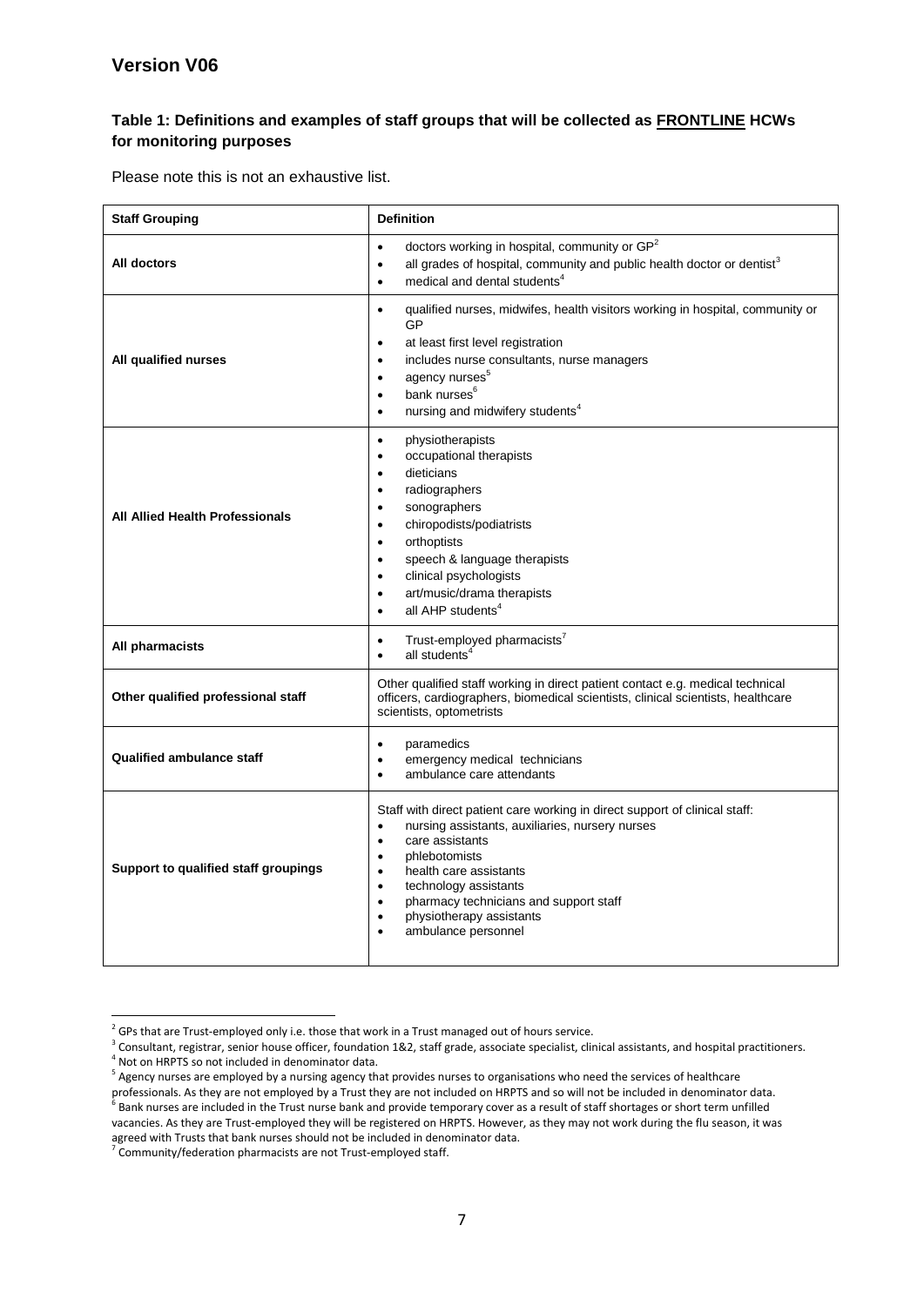## Version V06

### Table 1: Definitions and examples of staff groups that will be collected as FRONTLINE HCWs for monitoring purposes

Please note this is not an exhaustive list.

| Staff Grouping | Definition |
|---|---|
| **All doctors** | • doctors working in hospital, community or GP[2]<br>• all grades of hospital, community and public health doctor or dentist[3]<br>• medical and dental students[4] |
| **All qualified nurses** | • qualified nurses, midwifes, health visitors working in hospital, community or GP<br>• at least first level registration<br>• includes nurse consultants, nurse managers<br>• agency nurses[5]<br>• bank nurses[6]<br>• nursing and midwifery students[4] |
| **All Allied Health Professionals** | • physiotherapists<br>• occupational therapists<br>• dieticians<br>• radiographers<br>• sonographers<br>• chiropodists/podiatrists<br>• orthoptists<br>• speech & language therapists<br>• clinical psychologists<br>• art/music/drama therapists<br>• all AHP students[4] |
| **All pharmacists** | • Trust-employed pharmacists[7]<br>• all students[4] |
| **Other qualified professional staff** | Other qualified staff working in direct patient contact e.g. medical technical officers, cardiographers, biomedical scientists, clinical scientists, healthcare scientists, optometrists |
| **Qualified ambulance staff** | • paramedics<br>• emergency medical technicians<br>• ambulance care attendants |
| **Support to qualified staff groupings** | Staff with direct patient care working in direct support of clinical staff:<br>• nursing assistants, auxiliaries, nursery nurses<br>• care assistants<br>• phlebotomists<br>• health care assistants<br>• technology assistants<br>• pharmacy technicians and support staff<br>• physiotherapy assistants<br>• ambulance personnel |

[2] GPs that are Trust-employed only i.e. those that work in a Trust managed out of hours service.

[3] Consultant, registrar, senior house officer, foundation 1&2, staff grade, associate specialist, clinical assistants, and hospital practitioners.

[4] Not on HRPTS so not included in denominator data.

[5] Agency nurses are employed by a nursing agency that provides nurses to organisations who need the services of healthcare professionals. As they are not employed by a Trust they are not included on HRPTS and so will not be included in denominator data.

[6] Bank nurses are included in the Trust nurse bank and provide temporary cover as a result of staff shortages or short term unfilled vacancies. As they are Trust-employed they will be registered on HRPTS. However, as they may not work during the flu season, it was agreed with Trusts that bank nurses should not be included in denominator data.

[7] Community/federation pharmacists are not Trust-employed staff.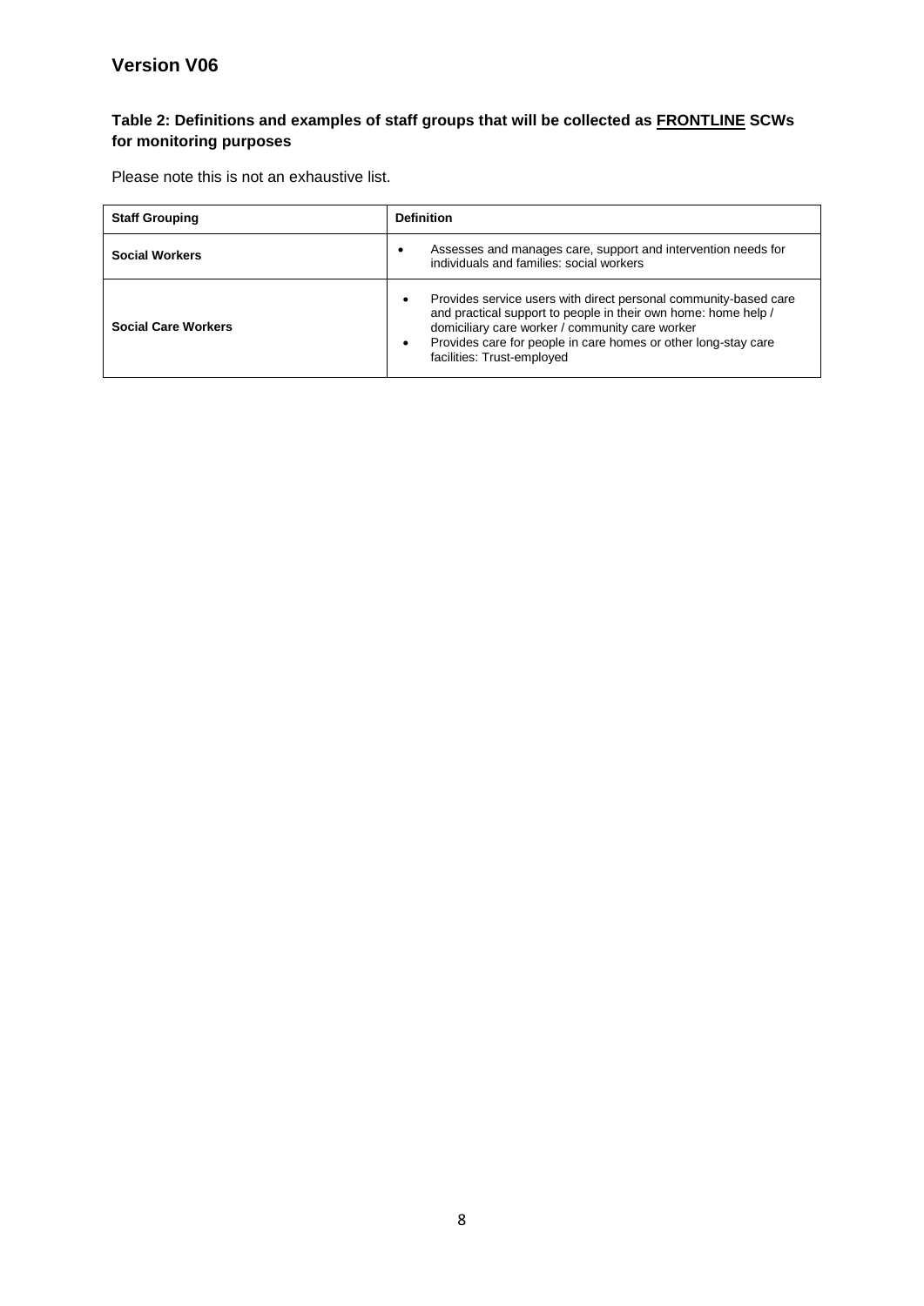## Version V06

**Table 2: Definitions and examples of staff groups that will be collected as FRONTLINE SCWs for monitoring purposes**

Please note this is not an exhaustive list.

| Staff Grouping | Definition |
| --- | --- |
| **Social Workers** | • Assesses and manages care, support and intervention needs for individuals and families: social workers |
| **Social Care Workers** | • Provides service users with direct personal community-based care and practical support to people in their own home: home help / domiciliary care worker / community care worker<br>• Provides care for people in care homes or other long-stay care facilities: Trust-employed |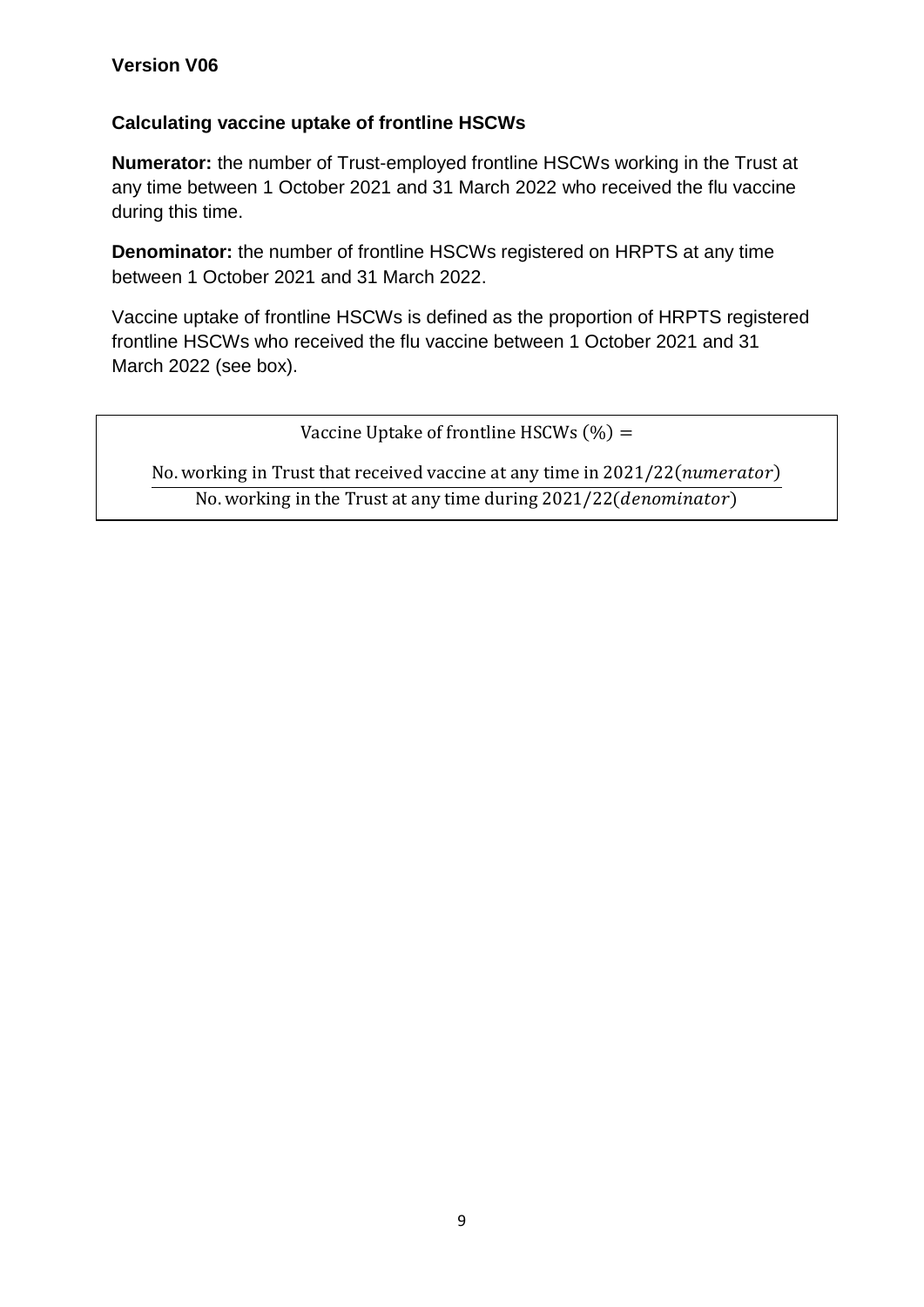**Version V06**

### Calculating vaccine uptake of frontline HSCWs

**Numerator:** the number of Trust-employed frontline HSCWs working in the Trust at any time between 1 October 2021 and 31 March 2022 who received the flu vaccine during this time.

**Denominator:** the number of frontline HSCWs registered on HRPTS at any time between 1 October 2021 and 31 March 2022.

Vaccine uptake of frontline HSCWs is defined as the proportion of HRPTS registered frontline HSCWs who received the flu vaccine between 1 October 2021 and 31 March 2022 (see box).

$$\text{Vaccine Uptake of frontline HSCWs (\%)} = \frac{\text{No. working in Trust that received vaccine at any time in 2021/22}(\textit{numerator})}{\text{No. working in the Trust at any time during 2021/22}(\textit{denominator})}$$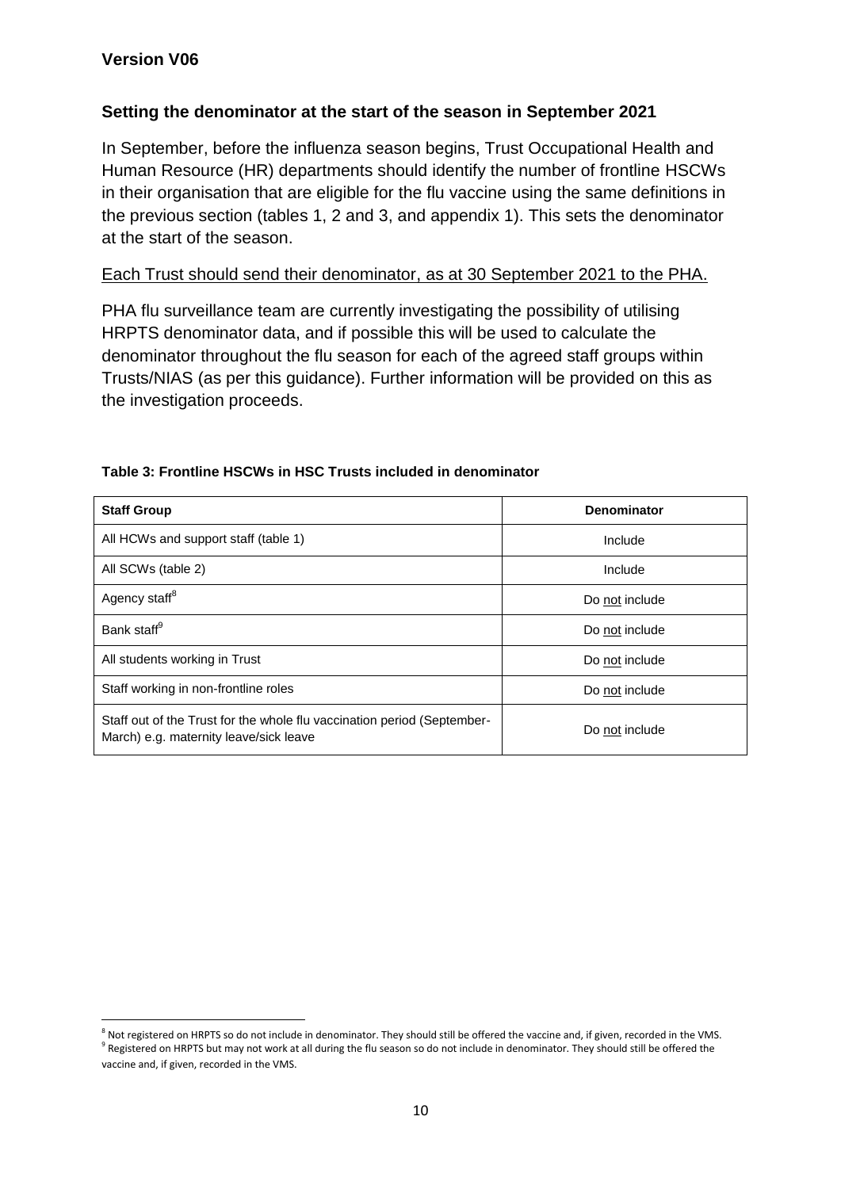## Setting the denominator at the start of the season in September 2021

In September, before the influenza season begins, Trust Occupational Health and Human Resource (HR) departments should identify the number of frontline HSCWs in their organisation that are eligible for the flu vaccine using the same definitions in the previous section (tables 1, 2 and 3, and appendix 1). This sets the denominator at the start of the season.

Each Trust should send their denominator, as at 30 September 2021 to the PHA.

PHA flu surveillance team are currently investigating the possibility of utilising HRPTS denominator data, and if possible this will be used to calculate the denominator throughout the flu season for each of the agreed staff groups within Trusts/NIAS (as per this guidance). Further information will be provided on this as the investigation proceeds.

**Table 3: Frontline HSCWs in HSC Trusts included in denominator**

| Staff Group | Denominator |
|---|---|
| All HCWs and support staff (table 1) | Include |
| All SCWs (table 2) | Include |
| Agency staff[8] | Do not include |
| Bank staff[9] | Do not include |
| All students working in Trust | Do not include |
| Staff working in non-frontline roles | Do not include |
| Staff out of the Trust for the whole flu vaccination period (September-March) e.g. maternity leave/sick leave | Do not include |

[8] Not registered on HRPTS so do not include in denominator. They should still be offered the vaccine and, if given, recorded in the VMS.

[9] Registered on HRPTS but may not work at all during the flu season so do not include in denominator. They should still be offered the vaccine and, if given, recorded in the VMS.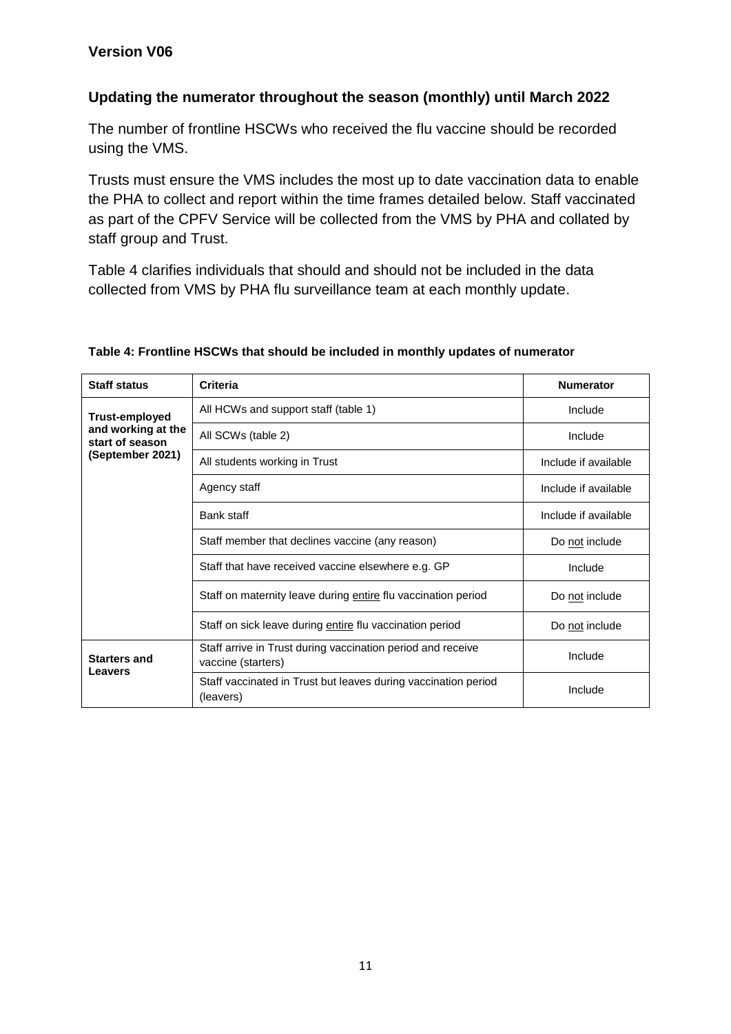**Version V06**

## Updating the numerator throughout the season (monthly) until March 2022

The number of frontline HSCWs who received the flu vaccine should be recorded using the VMS.

Trusts must ensure the VMS includes the most up to date vaccination data to enable the PHA to collect and report within the time frames detailed below. Staff vaccinated as part of the CPFV Service will be collected from the VMS by PHA and collated by staff group and Trust.

Table 4 clarifies individuals that should and should not be included in the data collected from VMS by PHA flu surveillance team at each monthly update.

**Table 4: Frontline HSCWs that should be included in monthly updates of numerator**

| Staff status | Criteria | Numerator |
|---|---|---|
| **Trust-employed and working at the start of season (September 2021)** | All HCWs and support staff (table 1) | Include |
| | All SCWs (table 2) | Include |
| | All students working in Trust | Include if available |
| | Agency staff | Include if available |
| | Bank staff | Include if available |
| | Staff member that declines vaccine (any reason) | Do not include |
| | Staff that have received vaccine elsewhere e.g. GP | Include |
| | Staff on maternity leave during entire flu vaccination period | Do not include |
| | Staff on sick leave during entire flu vaccination period | Do not include |
| **Starters and Leavers** | Staff arrive in Trust during vaccination period and receive vaccine (starters) | Include |
| | Staff vaccinated in Trust but leaves during vaccination period (leavers) | Include |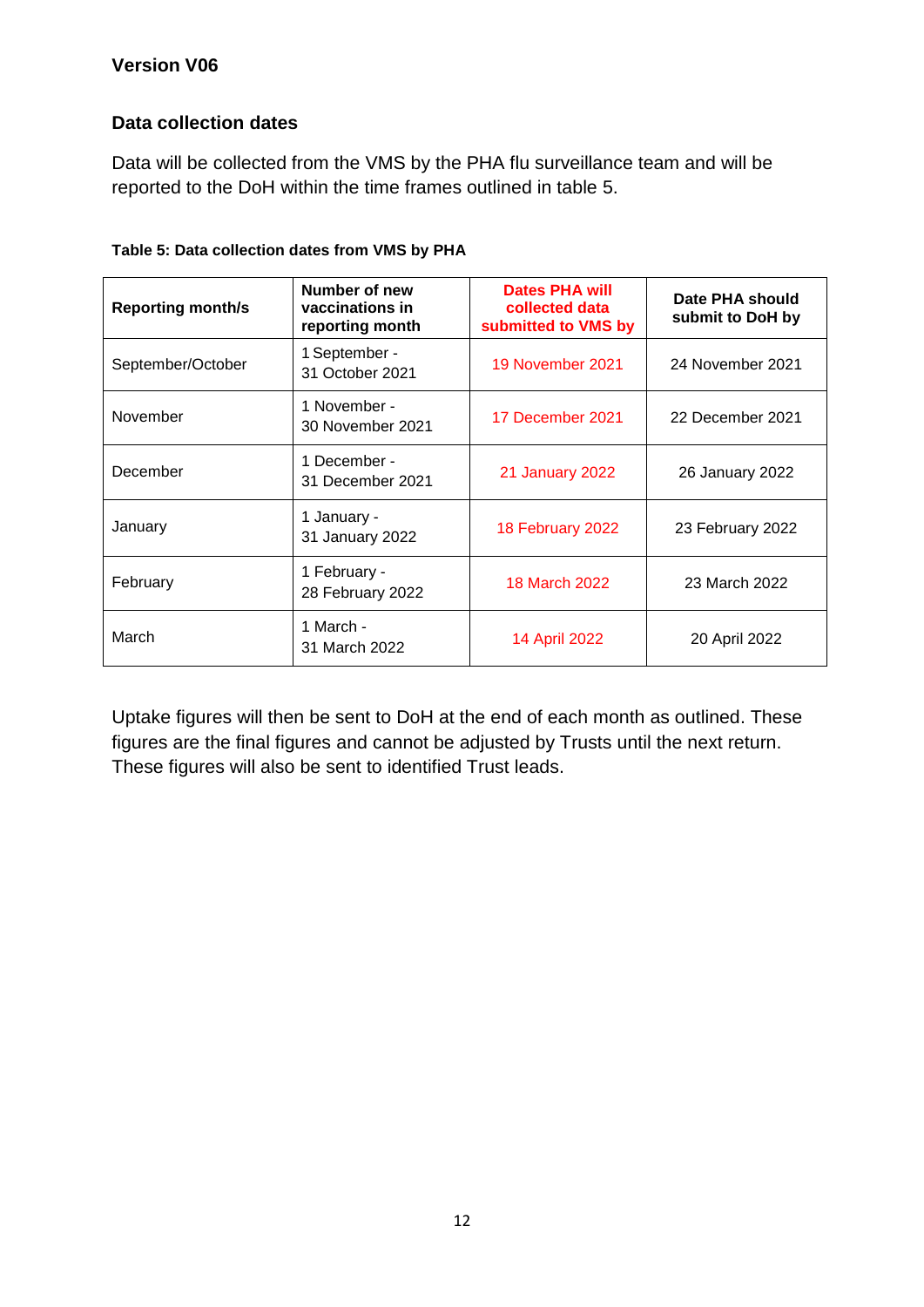**Version V06**

## Data collection dates

Data will be collected from the VMS by the PHA flu surveillance team and will be reported to the DoH within the time frames outlined in table 5.

**Table 5: Data collection dates from VMS by PHA**

| Reporting month/s | Number of new vaccinations in reporting month | Dates PHA will collected data submitted to VMS by | Date PHA should submit to DoH by |
|---|---|---|---|
| September/October | 1 September - 31 October 2021 | 19 November 2021 | 24 November 2021 |
| November | 1 November - 30 November 2021 | 17 December 2021 | 22 December 2021 |
| December | 1 December - 31 December 2021 | 21 January 2022 | 26 January 2022 |
| January | 1 January - 31 January 2022 | 18 February 2022 | 23 February 2022 |
| February | 1 February - 28 February 2022 | 18 March 2022 | 23 March 2022 |
| March | 1 March - 31 March 2022 | 14 April 2022 | 20 April 2022 |

Uptake figures will then be sent to DoH at the end of each month as outlined. These figures are the final figures and cannot be adjusted by Trusts until the next return. These figures will also be sent to identified Trust leads.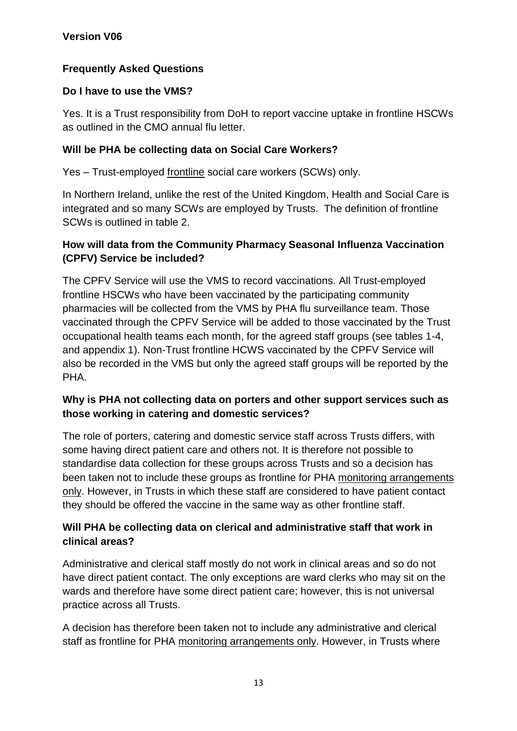**Version V06**

## Frequently Asked Questions

### Do I have to use the VMS?

Yes. It is a Trust responsibility from DoH to report vaccine uptake in frontline HSCWs as outlined in the CMO annual flu letter.

### Will be PHA be collecting data on Social Care Workers?

Yes – Trust-employed <u>frontline</u> social care workers (SCWs) only.

In Northern Ireland, unlike the rest of the United Kingdom, Health and Social Care is integrated and so many SCWs are employed by Trusts. The definition of frontline SCWs is outlined in table 2.

### How will data from the Community Pharmacy Seasonal Influenza Vaccination (CPFV) Service be included?

The CPFV Service will use the VMS to record vaccinations. All Trust-employed frontline HSCWs who have been vaccinated by the participating community pharmacies will be collected from the VMS by PHA flu surveillance team. Those vaccinated through the CPFV Service will be added to those vaccinated by the Trust occupational health teams each month, for the agreed staff groups (see tables 1-4, and appendix 1). Non-Trust frontline HCWS vaccinated by the CPFV Service will also be recorded in the VMS but only the agreed staff groups will be reported by the PHA.

### Why is PHA not collecting data on porters and other support services such as those working in catering and domestic services?

The role of porters, catering and domestic service staff across Trusts differs, with some having direct patient care and others not. It is therefore not possible to standardise data collection for these groups across Trusts and so a decision has been taken not to include these groups as frontline for PHA <u>monitoring arrangements only</u>. However, in Trusts in which these staff are considered to have patient contact they should be offered the vaccine in the same way as other frontline staff.

### Will PHA be collecting data on clerical and administrative staff that work in clinical areas?

Administrative and clerical staff mostly do not work in clinical areas and so do not have direct patient contact. The only exceptions are ward clerks who may sit on the wards and therefore have some direct patient care; however, this is not universal practice across all Trusts.

A decision has therefore been taken not to include any administrative and clerical staff as frontline for PHA <u>monitoring arrangements only</u>. However, in Trusts where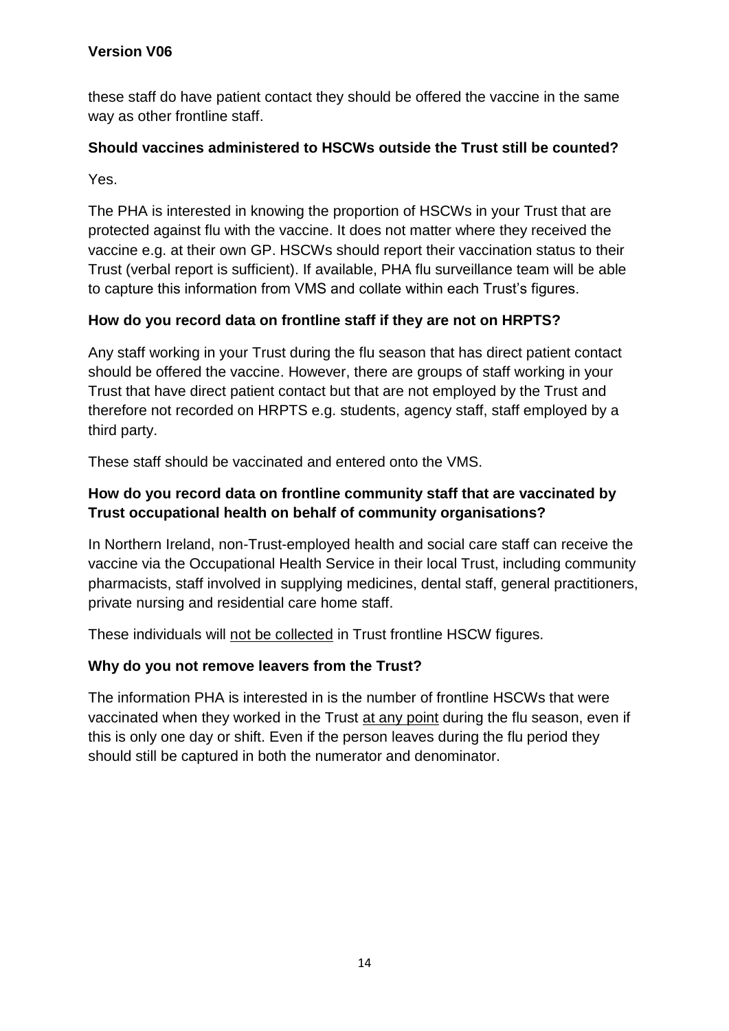these staff do have patient contact they should be offered the vaccine in the same way as other frontline staff.

**Should vaccines administered to HSCWs outside the Trust still be counted?**

Yes.

The PHA is interested in knowing the proportion of HSCWs in your Trust that are protected against flu with the vaccine. It does not matter where they received the vaccine e.g. at their own GP. HSCWs should report their vaccination status to their Trust (verbal report is sufficient). If available, PHA flu surveillance team will be able to capture this information from VMS and collate within each Trust's figures.

**How do you record data on frontline staff if they are not on HRPTS?**

Any staff working in your Trust during the flu season that has direct patient contact should be offered the vaccine. However, there are groups of staff working in your Trust that have direct patient contact but that are not employed by the Trust and therefore not recorded on HRPTS e.g. students, agency staff, staff employed by a third party.

These staff should be vaccinated and entered onto the VMS.

**How do you record data on frontline community staff that are vaccinated by Trust occupational health on behalf of community organisations?**

In Northern Ireland, non-Trust-employed health and social care staff can receive the vaccine via the Occupational Health Service in their local Trust, including community pharmacists, staff involved in supplying medicines, dental staff, general practitioners, private nursing and residential care home staff.

These individuals will <u>not be collected</u> in Trust frontline HSCW figures.

**Why do you not remove leavers from the Trust?**

The information PHA is interested in is the number of frontline HSCWs that were vaccinated when they worked in the Trust <u>at any point</u> during the flu season, even if this is only one day or shift. Even if the person leaves during the flu period they should still be captured in both the numerator and denominator.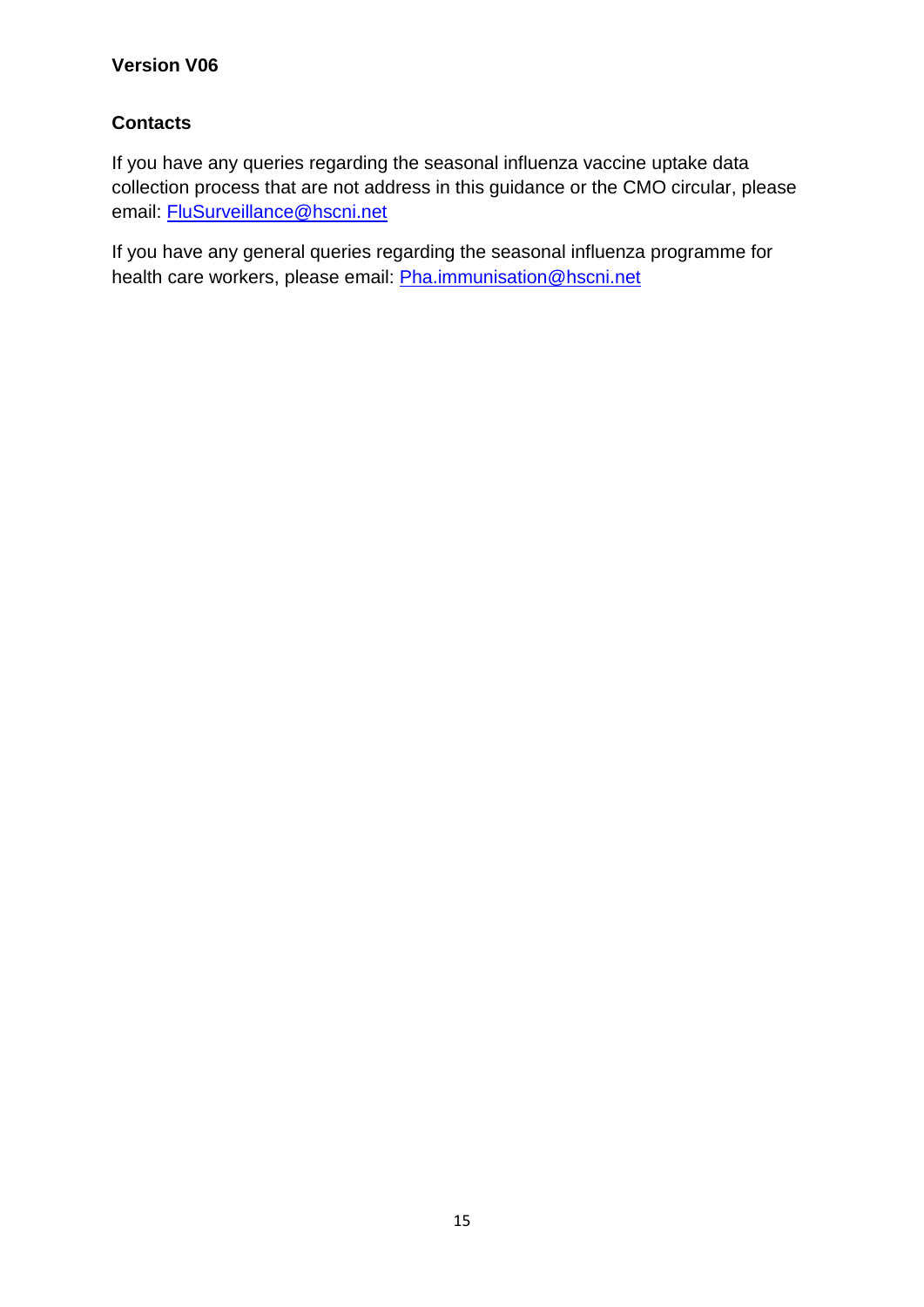**Version V06**

## Contacts

If you have any queries regarding the seasonal influenza vaccine uptake data collection process that are not address in this guidance or the CMO circular, please email: FluSurveillance@hscni.net

If you have any general queries regarding the seasonal influenza programme for health care workers, please email: Pha.immunisation@hscni.net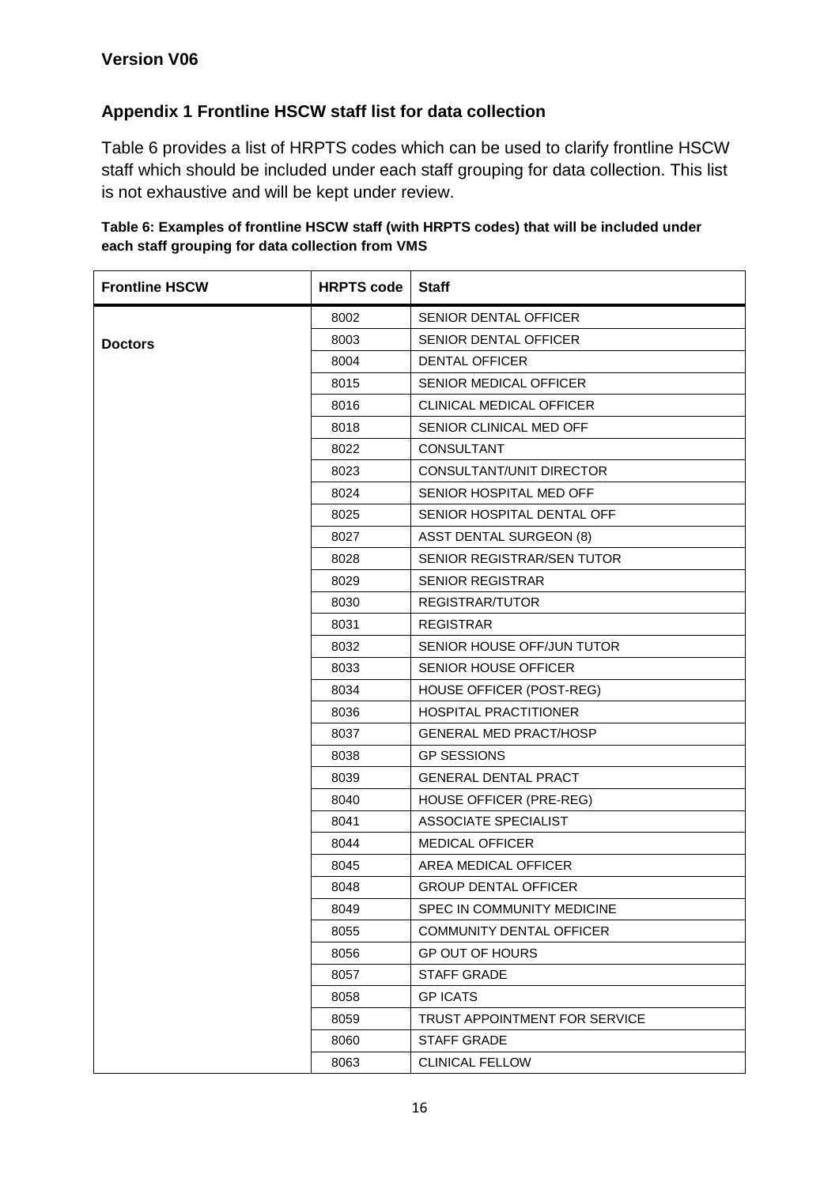**Version V06**

## Appendix 1 Frontline HSCW staff list for data collection

Table 6 provides a list of HRPTS codes which can be used to clarify frontline HSCW staff which should be included under each staff grouping for data collection. This list is not exhaustive and will be kept under review.

**Table 6: Examples of frontline HSCW staff (with HRPTS codes) that will be included under each staff grouping for data collection from VMS**

| Frontline HSCW | HRPTS code | Staff |
|---|---|---|
| Doctors | 8002 | SENIOR DENTAL OFFICER |
| | 8003 | SENIOR DENTAL OFFICER |
| | 8004 | DENTAL OFFICER |
| | 8015 | SENIOR MEDICAL OFFICER |
| | 8016 | CLINICAL MEDICAL OFFICER |
| | 8018 | SENIOR CLINICAL MED OFF |
| | 8022 | CONSULTANT |
| | 8023 | CONSULTANT/UNIT DIRECTOR |
| | 8024 | SENIOR HOSPITAL MED OFF |
| | 8025 | SENIOR HOSPITAL DENTAL OFF |
| | 8027 | ASST DENTAL SURGEON (8) |
| | 8028 | SENIOR REGISTRAR/SEN TUTOR |
| | 8029 | SENIOR REGISTRAR |
| | 8030 | REGISTRAR/TUTOR |
| | 8031 | REGISTRAR |
| | 8032 | SENIOR HOUSE OFF/JUN TUTOR |
| | 8033 | SENIOR HOUSE OFFICER |
| | 8034 | HOUSE OFFICER (POST-REG) |
| | 8036 | HOSPITAL PRACTITIONER |
| | 8037 | GENERAL MED PRACT/HOSP |
| | 8038 | GP SESSIONS |
| | 8039 | GENERAL DENTAL PRACT |
| | 8040 | HOUSE OFFICER (PRE-REG) |
| | 8041 | ASSOCIATE SPECIALIST |
| | 8044 | MEDICAL OFFICER |
| | 8045 | AREA MEDICAL OFFICER |
| | 8048 | GROUP DENTAL OFFICER |
| | 8049 | SPEC IN COMMUNITY MEDICINE |
| | 8055 | COMMUNITY DENTAL OFFICER |
| | 8056 | GP OUT OF HOURS |
| | 8057 | STAFF GRADE |
| | 8058 | GP ICATS |
| | 8059 | TRUST APPOINTMENT FOR SERVICE |
| | 8060 | STAFF GRADE |
| | 8063 | CLINICAL FELLOW |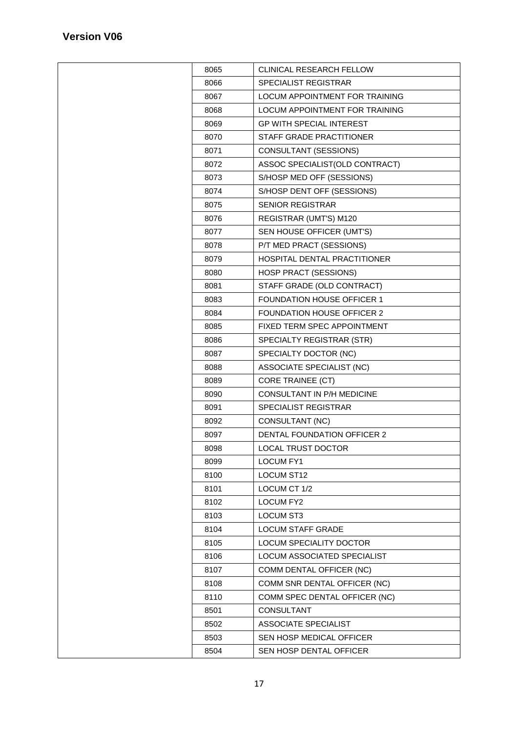## Version V06

| | | |
|---|---|---|
| | 8065 | CLINICAL RESEARCH FELLOW |
| | 8066 | SPECIALIST REGISTRAR |
| | 8067 | LOCUM APPOINTMENT FOR TRAINING |
| | 8068 | LOCUM APPOINTMENT FOR TRAINING |
| | 8069 | GP WITH SPECIAL INTEREST |
| | 8070 | STAFF GRADE PRACTITIONER |
| | 8071 | CONSULTANT (SESSIONS) |
| | 8072 | ASSOC SPECIALIST(OLD CONTRACT) |
| | 8073 | S/HOSP MED OFF (SESSIONS) |
| | 8074 | S/HOSP DENT OFF (SESSIONS) |
| | 8075 | SENIOR REGISTRAR |
| | 8076 | REGISTRAR (UMT'S) M120 |
| | 8077 | SEN HOUSE OFFICER (UMT'S) |
| | 8078 | P/T MED PRACT (SESSIONS) |
| | 8079 | HOSPITAL DENTAL PRACTITIONER |
| | 8080 | HOSP PRACT (SESSIONS) |
| | 8081 | STAFF GRADE (OLD CONTRACT) |
| | 8083 | FOUNDATION HOUSE OFFICER 1 |
| | 8084 | FOUNDATION HOUSE OFFICER 2 |
| | 8085 | FIXED TERM SPEC APPOINTMENT |
| | 8086 | SPECIALTY REGISTRAR (STR) |
| | 8087 | SPECIALTY DOCTOR (NC) |
| | 8088 | ASSOCIATE SPECIALIST (NC) |
| | 8089 | CORE TRAINEE (CT) |
| | 8090 | CONSULTANT IN P/H MEDICINE |
| | 8091 | SPECIALIST REGISTRAR |
| | 8092 | CONSULTANT (NC) |
| | 8097 | DENTAL FOUNDATION OFFICER 2 |
| | 8098 | LOCAL TRUST DOCTOR |
| | 8099 | LOCUM FY1 |
| | 8100 | LOCUM ST12 |
| | 8101 | LOCUM CT 1/2 |
| | 8102 | LOCUM FY2 |
| | 8103 | LOCUM ST3 |
| | 8104 | LOCUM STAFF GRADE |
| | 8105 | LOCUM SPECIALITY DOCTOR |
| | 8106 | LOCUM ASSOCIATED SPECIALIST |
| | 8107 | COMM DENTAL OFFICER (NC) |
| | 8108 | COMM SNR DENTAL OFFICER (NC) |
| | 8110 | COMM SPEC DENTAL OFFICER (NC) |
| | 8501 | CONSULTANT |
| | 8502 | ASSOCIATE SPECIALIST |
| | 8503 | SEN HOSP MEDICAL OFFICER |
| | 8504 | SEN HOSP DENTAL OFFICER |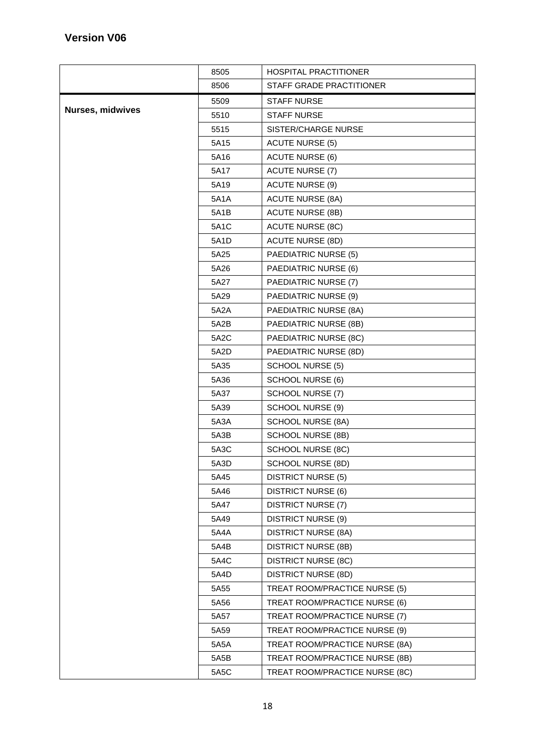**Version V06**

| | | |
|---|---|---|
| | 8505 | HOSPITAL PRACTITIONER |
| | 8506 | STAFF GRADE PRACTITIONER |
| **Nurses, midwives** | 5509 | STAFF NURSE |
| | 5510 | STAFF NURSE |
| | 5515 | SISTER/CHARGE NURSE |
| | 5A15 | ACUTE NURSE (5) |
| | 5A16 | ACUTE NURSE (6) |
| | 5A17 | ACUTE NURSE (7) |
| | 5A19 | ACUTE NURSE (9) |
| | 5A1A | ACUTE NURSE (8A) |
| | 5A1B | ACUTE NURSE (8B) |
| | 5A1C | ACUTE NURSE (8C) |
| | 5A1D | ACUTE NURSE (8D) |
| | 5A25 | PAEDIATRIC NURSE (5) |
| | 5A26 | PAEDIATRIC NURSE (6) |
| | 5A27 | PAEDIATRIC NURSE (7) |
| | 5A29 | PAEDIATRIC NURSE (9) |
| | 5A2A | PAEDIATRIC NURSE (8A) |
| | 5A2B | PAEDIATRIC NURSE (8B) |
| | 5A2C | PAEDIATRIC NURSE (8C) |
| | 5A2D | PAEDIATRIC NURSE (8D) |
| | 5A35 | SCHOOL NURSE (5) |
| | 5A36 | SCHOOL NURSE (6) |
| | 5A37 | SCHOOL NURSE (7) |
| | 5A39 | SCHOOL NURSE (9) |
| | 5A3A | SCHOOL NURSE (8A) |
| | 5A3B | SCHOOL NURSE (8B) |
| | 5A3C | SCHOOL NURSE (8C) |
| | 5A3D | SCHOOL NURSE (8D) |
| | 5A45 | DISTRICT NURSE (5) |
| | 5A46 | DISTRICT NURSE (6) |
| | 5A47 | DISTRICT NURSE (7) |
| | 5A49 | DISTRICT NURSE (9) |
| | 5A4A | DISTRICT NURSE (8A) |
| | 5A4B | DISTRICT NURSE (8B) |
| | 5A4C | DISTRICT NURSE (8C) |
| | 5A4D | DISTRICT NURSE (8D) |
| | 5A55 | TREAT ROOM/PRACTICE NURSE (5) |
| | 5A56 | TREAT ROOM/PRACTICE NURSE (6) |
| | 5A57 | TREAT ROOM/PRACTICE NURSE (7) |
| | 5A59 | TREAT ROOM/PRACTICE NURSE (9) |
| | 5A5A | TREAT ROOM/PRACTICE NURSE (8A) |
| | 5A5B | TREAT ROOM/PRACTICE NURSE (8B) |
| | 5A5C | TREAT ROOM/PRACTICE NURSE (8C) |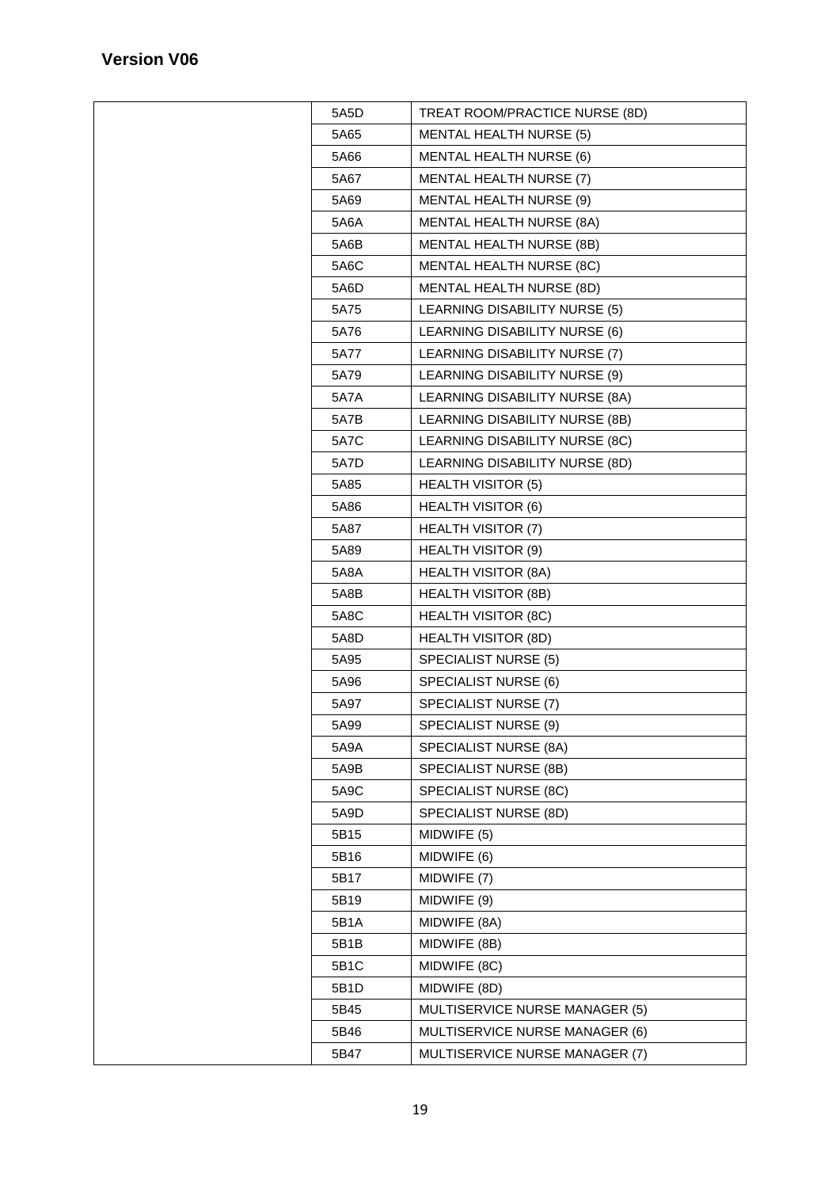**Version V06**

| | | |
|---|---|---|
| | 5A5D | TREAT ROOM/PRACTICE NURSE (8D) |
| | 5A65 | MENTAL HEALTH NURSE (5) |
| | 5A66 | MENTAL HEALTH NURSE (6) |
| | 5A67 | MENTAL HEALTH NURSE (7) |
| | 5A69 | MENTAL HEALTH NURSE (9) |
| | 5A6A | MENTAL HEALTH NURSE (8A) |
| | 5A6B | MENTAL HEALTH NURSE (8B) |
| | 5A6C | MENTAL HEALTH NURSE (8C) |
| | 5A6D | MENTAL HEALTH NURSE (8D) |
| | 5A75 | LEARNING DISABILITY NURSE (5) |
| | 5A76 | LEARNING DISABILITY NURSE (6) |
| | 5A77 | LEARNING DISABILITY NURSE (7) |
| | 5A79 | LEARNING DISABILITY NURSE (9) |
| | 5A7A | LEARNING DISABILITY NURSE (8A) |
| | 5A7B | LEARNING DISABILITY NURSE (8B) |
| | 5A7C | LEARNING DISABILITY NURSE (8C) |
| | 5A7D | LEARNING DISABILITY NURSE (8D) |
| | 5A85 | HEALTH VISITOR (5) |
| | 5A86 | HEALTH VISITOR (6) |
| | 5A87 | HEALTH VISITOR (7) |
| | 5A89 | HEALTH VISITOR (9) |
| | 5A8A | HEALTH VISITOR (8A) |
| | 5A8B | HEALTH VISITOR (8B) |
| | 5A8C | HEALTH VISITOR (8C) |
| | 5A8D | HEALTH VISITOR (8D) |
| | 5A95 | SPECIALIST NURSE (5) |
| | 5A96 | SPECIALIST NURSE (6) |
| | 5A97 | SPECIALIST NURSE (7) |
| | 5A99 | SPECIALIST NURSE (9) |
| | 5A9A | SPECIALIST NURSE (8A) |
| | 5A9B | SPECIALIST NURSE (8B) |
| | 5A9C | SPECIALIST NURSE (8C) |
| | 5A9D | SPECIALIST NURSE (8D) |
| | 5B15 | MIDWIFE (5) |
| | 5B16 | MIDWIFE (6) |
| | 5B17 | MIDWIFE (7) |
| | 5B19 | MIDWIFE (9) |
| | 5B1A | MIDWIFE (8A) |
| | 5B1B | MIDWIFE (8B) |
| | 5B1C | MIDWIFE (8C) |
| | 5B1D | MIDWIFE (8D) |
| | 5B45 | MULTISERVICE NURSE MANAGER (5) |
| | 5B46 | MULTISERVICE NURSE MANAGER (6) |
| | 5B47 | MULTISERVICE NURSE MANAGER (7) |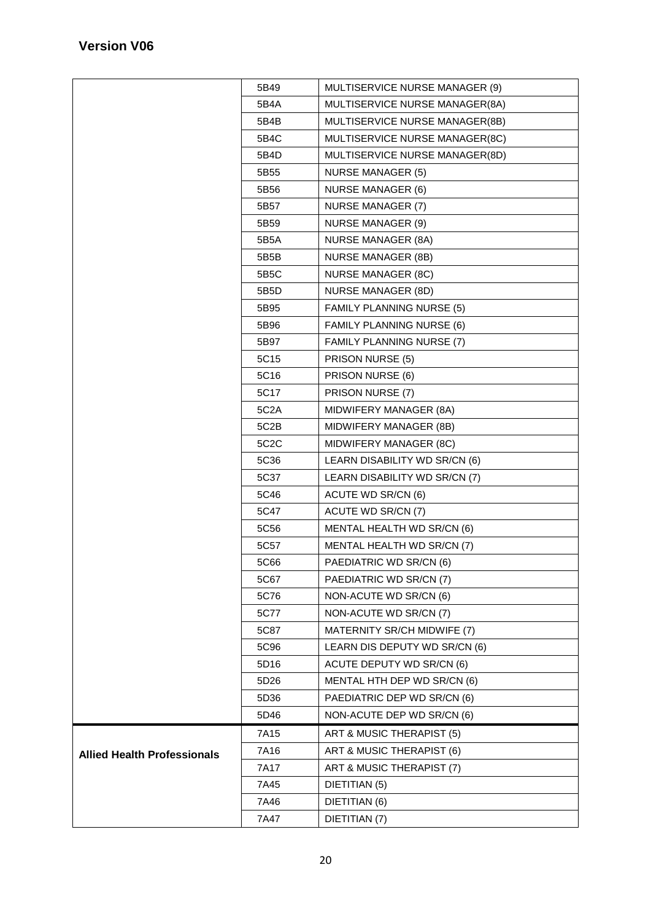**Version V06**

| | | |
|---|---|---|
| | 5B49 | MULTISERVICE NURSE MANAGER (9) |
| | 5B4A | MULTISERVICE NURSE MANAGER(8A) |
| | 5B4B | MULTISERVICE NURSE MANAGER(8B) |
| | 5B4C | MULTISERVICE NURSE MANAGER(8C) |
| | 5B4D | MULTISERVICE NURSE MANAGER(8D) |
| | 5B55 | NURSE MANAGER (5) |
| | 5B56 | NURSE MANAGER (6) |
| | 5B57 | NURSE MANAGER (7) |
| | 5B59 | NURSE MANAGER (9) |
| | 5B5A | NURSE MANAGER (8A) |
| | 5B5B | NURSE MANAGER (8B) |
| | 5B5C | NURSE MANAGER (8C) |
| | 5B5D | NURSE MANAGER (8D) |
| | 5B95 | FAMILY PLANNING NURSE (5) |
| | 5B96 | FAMILY PLANNING NURSE (6) |
| | 5B97 | FAMILY PLANNING NURSE (7) |
| | 5C15 | PRISON NURSE (5) |
| | 5C16 | PRISON NURSE (6) |
| | 5C17 | PRISON NURSE (7) |
| | 5C2A | MIDWIFERY MANAGER (8A) |
| | 5C2B | MIDWIFERY MANAGER (8B) |
| | 5C2C | MIDWIFERY MANAGER (8C) |
| | 5C36 | LEARN DISABILITY WD SR/CN (6) |
| | 5C37 | LEARN DISABILITY WD SR/CN (7) |
| | 5C46 | ACUTE WD SR/CN (6) |
| | 5C47 | ACUTE WD SR/CN (7) |
| | 5C56 | MENTAL HEALTH WD SR/CN (6) |
| | 5C57 | MENTAL HEALTH WD SR/CN (7) |
| | 5C66 | PAEDIATRIC WD SR/CN (6) |
| | 5C67 | PAEDIATRIC WD SR/CN (7) |
| | 5C76 | NON-ACUTE WD SR/CN (6) |
| | 5C77 | NON-ACUTE WD SR/CN (7) |
| | 5C87 | MATERNITY SR/CH MIDWIFE (7) |
| | 5C96 | LEARN DIS DEPUTY WD SR/CN (6) |
| | 5D16 | ACUTE DEPUTY WD SR/CN (6) |
| | 5D26 | MENTAL HTH DEP WD SR/CN (6) |
| | 5D36 | PAEDIATRIC DEP WD SR/CN (6) |
| | 5D46 | NON-ACUTE DEP WD SR/CN (6) |
| **Allied Health Professionals** | 7A15 | ART & MUSIC THERAPIST (5) |
| | 7A16 | ART & MUSIC THERAPIST (6) |
| | 7A17 | ART & MUSIC THERAPIST (7) |
| | 7A45 | DIETITIAN (5) |
| | 7A46 | DIETITIAN (6) |
| | 7A47 | DIETITIAN (7) |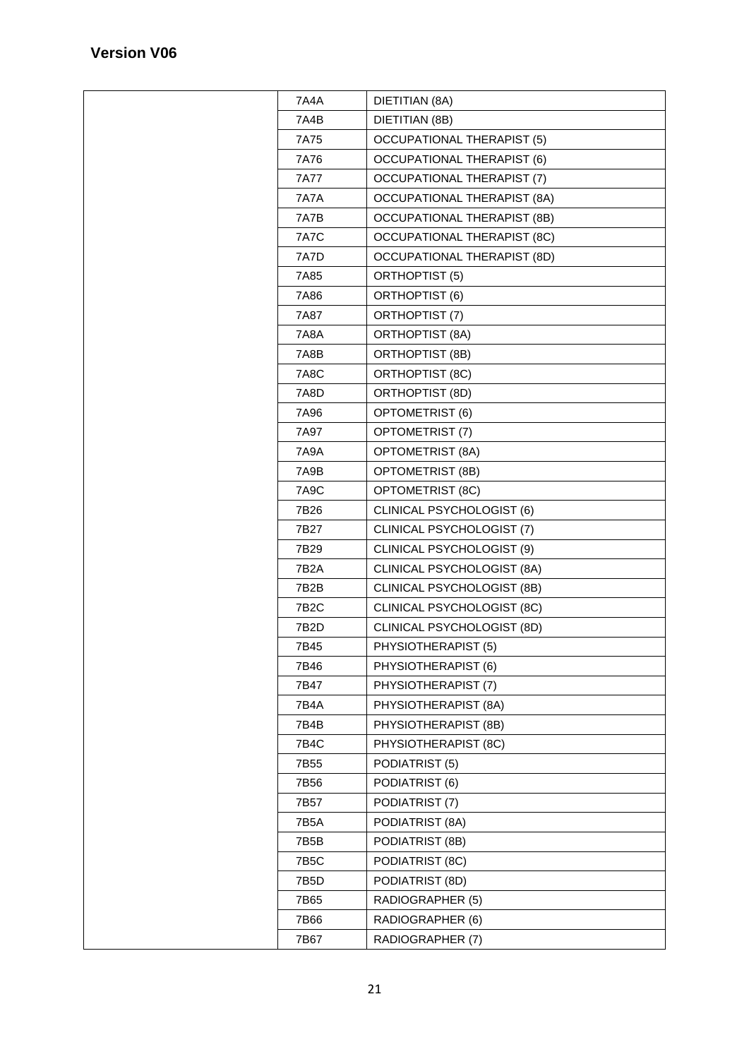**Version V06**

| | | |
|---|---|---|
| | 7A4A | DIETITIAN (8A) |
| | 7A4B | DIETITIAN (8B) |
| | 7A75 | OCCUPATIONAL THERAPIST (5) |
| | 7A76 | OCCUPATIONAL THERAPIST (6) |
| | 7A77 | OCCUPATIONAL THERAPIST (7) |
| | 7A7A | OCCUPATIONAL THERAPIST (8A) |
| | 7A7B | OCCUPATIONAL THERAPIST (8B) |
| | 7A7C | OCCUPATIONAL THERAPIST (8C) |
| | 7A7D | OCCUPATIONAL THERAPIST (8D) |
| | 7A85 | ORTHOPTIST (5) |
| | 7A86 | ORTHOPTIST (6) |
| | 7A87 | ORTHOPTIST (7) |
| | 7A8A | ORTHOPTIST (8A) |
| | 7A8B | ORTHOPTIST (8B) |
| | 7A8C | ORTHOPTIST (8C) |
| | 7A8D | ORTHOPTIST (8D) |
| | 7A96 | OPTOMETRIST (6) |
| | 7A97 | OPTOMETRIST (7) |
| | 7A9A | OPTOMETRIST (8A) |
| | 7A9B | OPTOMETRIST (8B) |
| | 7A9C | OPTOMETRIST (8C) |
| | 7B26 | CLINICAL PSYCHOLOGIST (6) |
| | 7B27 | CLINICAL PSYCHOLOGIST (7) |
| | 7B29 | CLINICAL PSYCHOLOGIST (9) |
| | 7B2A | CLINICAL PSYCHOLOGIST (8A) |
| | 7B2B | CLINICAL PSYCHOLOGIST (8B) |
| | 7B2C | CLINICAL PSYCHOLOGIST (8C) |
| | 7B2D | CLINICAL PSYCHOLOGIST (8D) |
| | 7B45 | PHYSIOTHERAPIST (5) |
| | 7B46 | PHYSIOTHERAPIST (6) |
| | 7B47 | PHYSIOTHERAPIST (7) |
| | 7B4A | PHYSIOTHERAPIST (8A) |
| | 7B4B | PHYSIOTHERAPIST (8B) |
| | 7B4C | PHYSIOTHERAPIST (8C) |
| | 7B55 | PODIATRIST (5) |
| | 7B56 | PODIATRIST (6) |
| | 7B57 | PODIATRIST (7) |
| | 7B5A | PODIATRIST (8A) |
| | 7B5B | PODIATRIST (8B) |
| | 7B5C | PODIATRIST (8C) |
| | 7B5D | PODIATRIST (8D) |
| | 7B65 | RADIOGRAPHER (5) |
| | 7B66 | RADIOGRAPHER (6) |
| | 7B67 | RADIOGRAPHER (7) |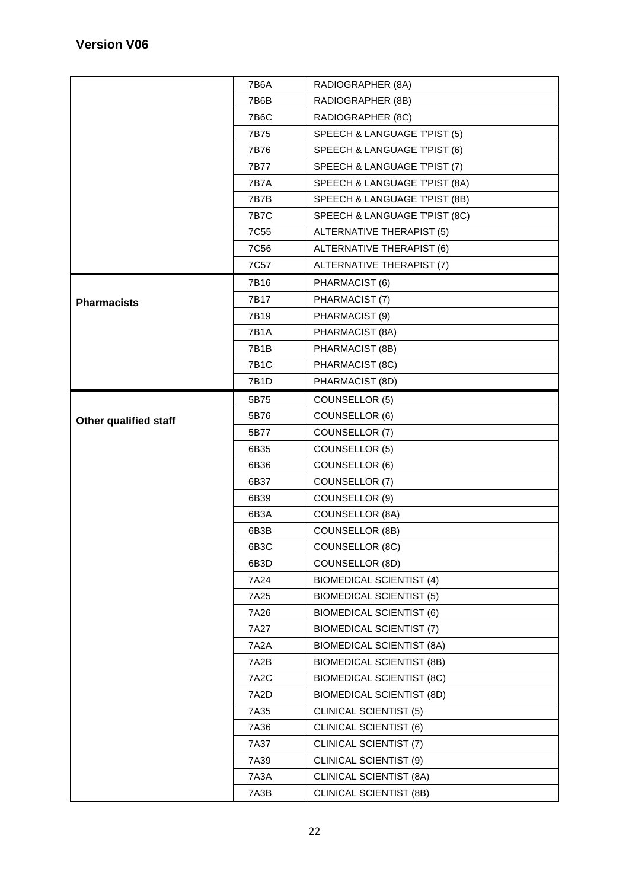**Version V06**

| | | |
|---|---|---|
| | 7B6A | RADIOGRAPHER (8A) |
| | 7B6B | RADIOGRAPHER (8B) |
| | 7B6C | RADIOGRAPHER (8C) |
| | 7B75 | SPEECH & LANGUAGE T'PIST (5) |
| | 7B76 | SPEECH & LANGUAGE T'PIST (6) |
| | 7B77 | SPEECH & LANGUAGE T'PIST (7) |
| | 7B7A | SPEECH & LANGUAGE T'PIST (8A) |
| | 7B7B | SPEECH & LANGUAGE T'PIST (8B) |
| | 7B7C | SPEECH & LANGUAGE T'PIST (8C) |
| | 7C55 | ALTERNATIVE THERAPIST (5) |
| | 7C56 | ALTERNATIVE THERAPIST (6) |
| | 7C57 | ALTERNATIVE THERAPIST (7) |
| **Pharmacists** | 7B16 | PHARMACIST (6) |
| | 7B17 | PHARMACIST (7) |
| | 7B19 | PHARMACIST (9) |
| | 7B1A | PHARMACIST (8A) |
| | 7B1B | PHARMACIST (8B) |
| | 7B1C | PHARMACIST (8C) |
| | 7B1D | PHARMACIST (8D) |
| **Other qualified staff** | 5B75 | COUNSELLOR (5) |
| | 5B76 | COUNSELLOR (6) |
| | 5B77 | COUNSELLOR (7) |
| | 6B35 | COUNSELLOR (5) |
| | 6B36 | COUNSELLOR (6) |
| | 6B37 | COUNSELLOR (7) |
| | 6B39 | COUNSELLOR (9) |
| | 6B3A | COUNSELLOR (8A) |
| | 6B3B | COUNSELLOR (8B) |
| | 6B3C | COUNSELLOR (8C) |
| | 6B3D | COUNSELLOR (8D) |
| | 7A24 | BIOMEDICAL SCIENTIST (4) |
| | 7A25 | BIOMEDICAL SCIENTIST (5) |
| | 7A26 | BIOMEDICAL SCIENTIST (6) |
| | 7A27 | BIOMEDICAL SCIENTIST (7) |
| | 7A2A | BIOMEDICAL SCIENTIST (8A) |
| | 7A2B | BIOMEDICAL SCIENTIST (8B) |
| | 7A2C | BIOMEDICAL SCIENTIST (8C) |
| | 7A2D | BIOMEDICAL SCIENTIST (8D) |
| | 7A35 | CLINICAL SCIENTIST (5) |
| | 7A36 | CLINICAL SCIENTIST (6) |
| | 7A37 | CLINICAL SCIENTIST (7) |
| | 7A39 | CLINICAL SCIENTIST (9) |
| | 7A3A | CLINICAL SCIENTIST (8A) |
| | 7A3B | CLINICAL SCIENTIST (8B) |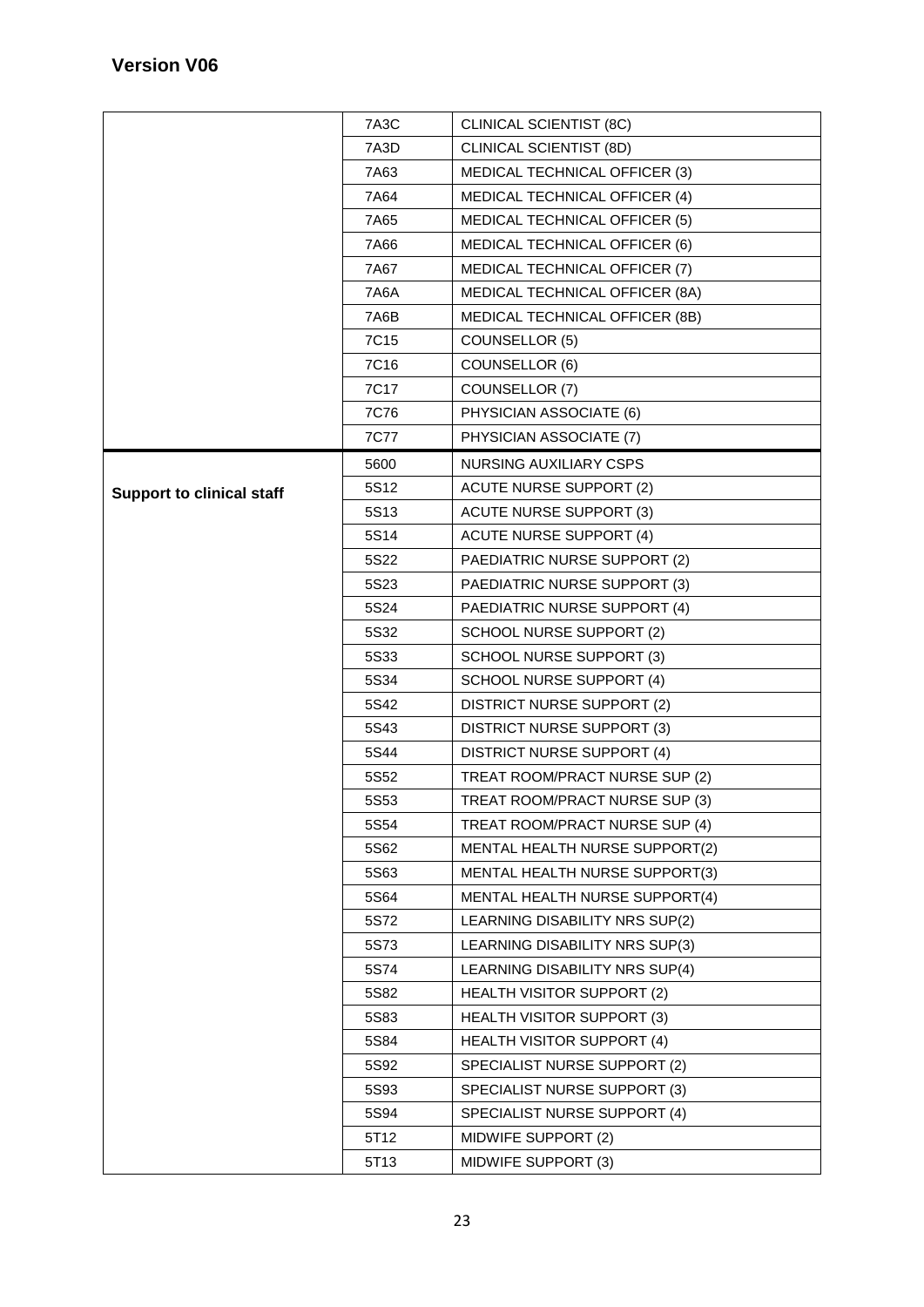**Version V06**

| | | |
|---|---|---|
| | 7A3C | CLINICAL SCIENTIST (8C) |
| | 7A3D | CLINICAL SCIENTIST (8D) |
| | 7A63 | MEDICAL TECHNICAL OFFICER (3) |
| | 7A64 | MEDICAL TECHNICAL OFFICER (4) |
| | 7A65 | MEDICAL TECHNICAL OFFICER (5) |
| | 7A66 | MEDICAL TECHNICAL OFFICER (6) |
| | 7A67 | MEDICAL TECHNICAL OFFICER (7) |
| | 7A6A | MEDICAL TECHNICAL OFFICER (8A) |
| | 7A6B | MEDICAL TECHNICAL OFFICER (8B) |
| | 7C15 | COUNSELLOR (5) |
| | 7C16 | COUNSELLOR (6) |
| | 7C17 | COUNSELLOR (7) |
| | 7C76 | PHYSICIAN ASSOCIATE (6) |
| | 7C77 | PHYSICIAN ASSOCIATE (7) |
| **Support to clinical staff** | 5600 | NURSING AUXILIARY CSPS |
| | 5S12 | ACUTE NURSE SUPPORT (2) |
| | 5S13 | ACUTE NURSE SUPPORT (3) |
| | 5S14 | ACUTE NURSE SUPPORT (4) |
| | 5S22 | PAEDIATRIC NURSE SUPPORT (2) |
| | 5S23 | PAEDIATRIC NURSE SUPPORT (3) |
| | 5S24 | PAEDIATRIC NURSE SUPPORT (4) |
| | 5S32 | SCHOOL NURSE SUPPORT (2) |
| | 5S33 | SCHOOL NURSE SUPPORT (3) |
| | 5S34 | SCHOOL NURSE SUPPORT (4) |
| | 5S42 | DISTRICT NURSE SUPPORT (2) |
| | 5S43 | DISTRICT NURSE SUPPORT (3) |
| | 5S44 | DISTRICT NURSE SUPPORT (4) |
| | 5S52 | TREAT ROOM/PRACT NURSE SUP (2) |
| | 5S53 | TREAT ROOM/PRACT NURSE SUP (3) |
| | 5S54 | TREAT ROOM/PRACT NURSE SUP (4) |
| | 5S62 | MENTAL HEALTH NURSE SUPPORT(2) |
| | 5S63 | MENTAL HEALTH NURSE SUPPORT(3) |
| | 5S64 | MENTAL HEALTH NURSE SUPPORT(4) |
| | 5S72 | LEARNING DISABILITY NRS SUP(2) |
| | 5S73 | LEARNING DISABILITY NRS SUP(3) |
| | 5S74 | LEARNING DISABILITY NRS SUP(4) |
| | 5S82 | HEALTH VISITOR SUPPORT (2) |
| | 5S83 | HEALTH VISITOR SUPPORT (3) |
| | 5S84 | HEALTH VISITOR SUPPORT (4) |
| | 5S92 | SPECIALIST NURSE SUPPORT (2) |
| | 5S93 | SPECIALIST NURSE SUPPORT (3) |
| | 5S94 | SPECIALIST NURSE SUPPORT (4) |
| | 5T12 | MIDWIFE SUPPORT (2) |
| | 5T13 | MIDWIFE SUPPORT (3) |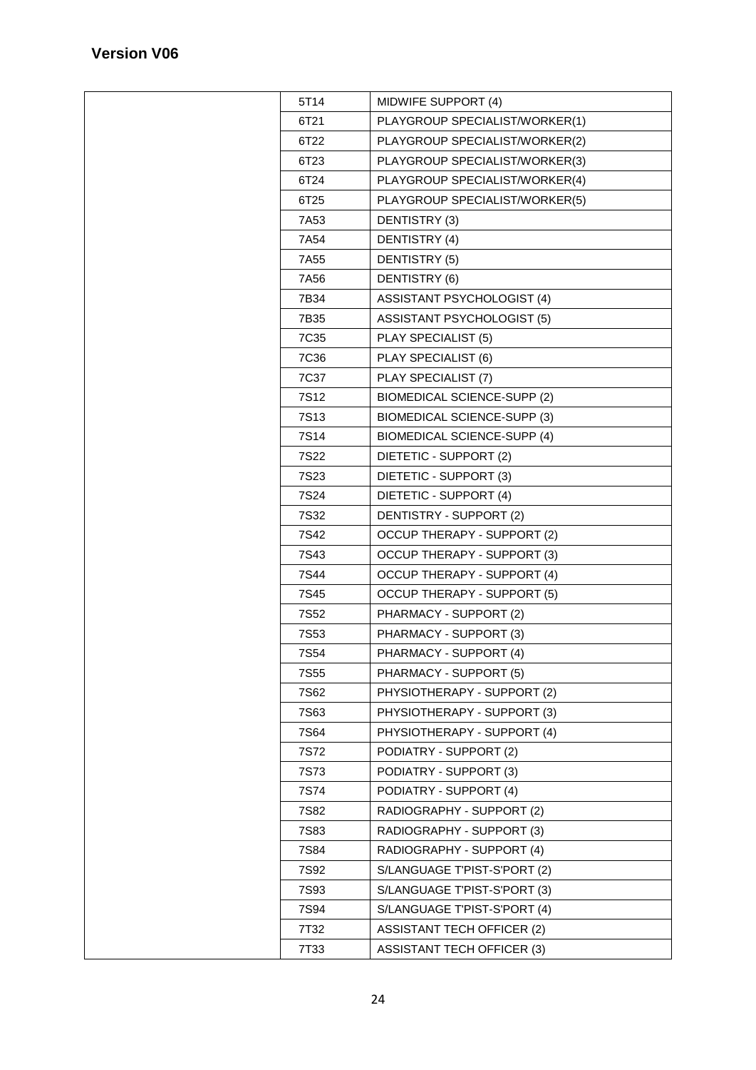**Version V06**

| | | |
|---|---|---|
| | 5T14 | MIDWIFE SUPPORT (4) |
| | 6T21 | PLAYGROUP SPECIALIST/WORKER(1) |
| | 6T22 | PLAYGROUP SPECIALIST/WORKER(2) |
| | 6T23 | PLAYGROUP SPECIALIST/WORKER(3) |
| | 6T24 | PLAYGROUP SPECIALIST/WORKER(4) |
| | 6T25 | PLAYGROUP SPECIALIST/WORKER(5) |
| | 7A53 | DENTISTRY (3) |
| | 7A54 | DENTISTRY (4) |
| | 7A55 | DENTISTRY (5) |
| | 7A56 | DENTISTRY (6) |
| | 7B34 | ASSISTANT PSYCHOLOGIST (4) |
| | 7B35 | ASSISTANT PSYCHOLOGIST (5) |
| | 7C35 | PLAY SPECIALIST (5) |
| | 7C36 | PLAY SPECIALIST (6) |
| | 7C37 | PLAY SPECIALIST (7) |
| | 7S12 | BIOMEDICAL SCIENCE-SUPP (2) |
| | 7S13 | BIOMEDICAL SCIENCE-SUPP (3) |
| | 7S14 | BIOMEDICAL SCIENCE-SUPP (4) |
| | 7S22 | DIETETIC - SUPPORT (2) |
| | 7S23 | DIETETIC - SUPPORT (3) |
| | 7S24 | DIETETIC - SUPPORT (4) |
| | 7S32 | DENTISTRY - SUPPORT (2) |
| | 7S42 | OCCUP THERAPY - SUPPORT (2) |
| | 7S43 | OCCUP THERAPY - SUPPORT (3) |
| | 7S44 | OCCUP THERAPY - SUPPORT (4) |
| | 7S45 | OCCUP THERAPY - SUPPORT (5) |
| | 7S52 | PHARMACY - SUPPORT (2) |
| | 7S53 | PHARMACY - SUPPORT (3) |
| | 7S54 | PHARMACY - SUPPORT (4) |
| | 7S55 | PHARMACY - SUPPORT (5) |
| | 7S62 | PHYSIOTHERAPY - SUPPORT (2) |
| | 7S63 | PHYSIOTHERAPY - SUPPORT (3) |
| | 7S64 | PHYSIOTHERAPY - SUPPORT (4) |
| | 7S72 | PODIATRY - SUPPORT (2) |
| | 7S73 | PODIATRY - SUPPORT (3) |
| | 7S74 | PODIATRY - SUPPORT (4) |
| | 7S82 | RADIOGRAPHY - SUPPORT (2) |
| | 7S83 | RADIOGRAPHY - SUPPORT (3) |
| | 7S84 | RADIOGRAPHY - SUPPORT (4) |
| | 7S92 | S/LANGUAGE T'PIST-S'PORT (2) |
| | 7S93 | S/LANGUAGE T'PIST-S'PORT (3) |
| | 7S94 | S/LANGUAGE T'PIST-S'PORT (4) |
| | 7T32 | ASSISTANT TECH OFFICER (2) |
| | 7T33 | ASSISTANT TECH OFFICER (3) |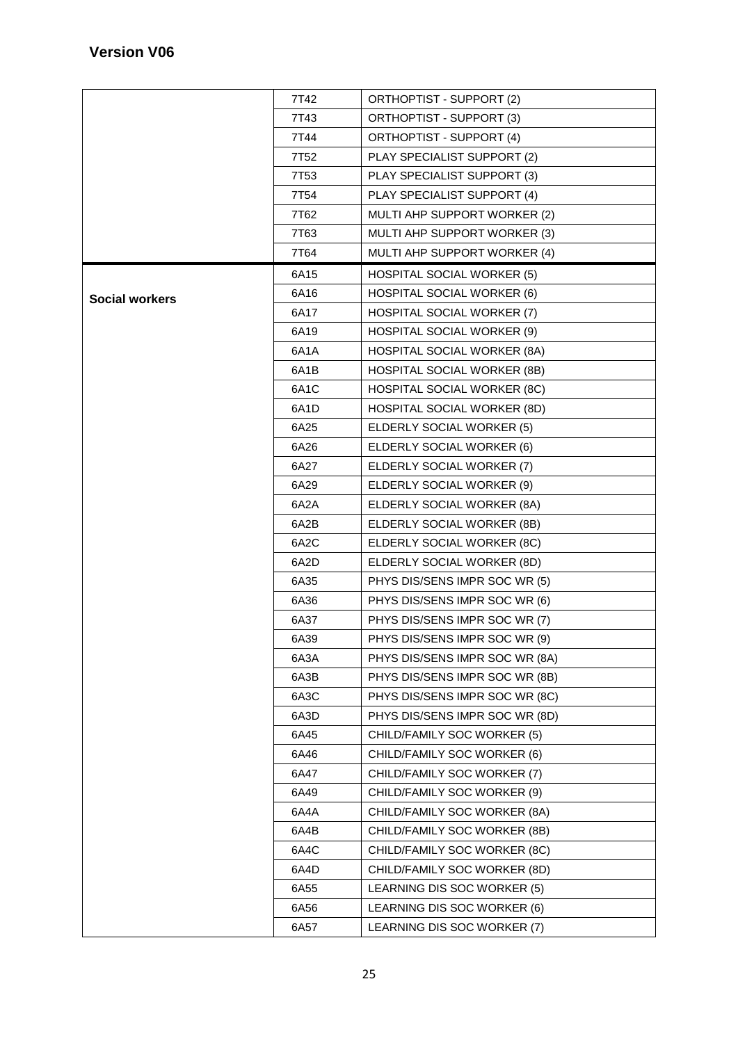**Version V06**

| | | |
|---|---|---|
| | 7T42 | ORTHOPTIST - SUPPORT (2) |
| | 7T43 | ORTHOPTIST - SUPPORT (3) |
| | 7T44 | ORTHOPTIST - SUPPORT (4) |
| | 7T52 | PLAY SPECIALIST SUPPORT (2) |
| | 7T53 | PLAY SPECIALIST SUPPORT (3) |
| | 7T54 | PLAY SPECIALIST SUPPORT (4) |
| | 7T62 | MULTI AHP SUPPORT WORKER (2) |
| | 7T63 | MULTI AHP SUPPORT WORKER (3) |
| | 7T64 | MULTI AHP SUPPORT WORKER (4) |
| **Social workers** | 6A15 | HOSPITAL SOCIAL WORKER (5) |
| | 6A16 | HOSPITAL SOCIAL WORKER (6) |
| | 6A17 | HOSPITAL SOCIAL WORKER (7) |
| | 6A19 | HOSPITAL SOCIAL WORKER (9) |
| | 6A1A | HOSPITAL SOCIAL WORKER (8A) |
| | 6A1B | HOSPITAL SOCIAL WORKER (8B) |
| | 6A1C | HOSPITAL SOCIAL WORKER (8C) |
| | 6A1D | HOSPITAL SOCIAL WORKER (8D) |
| | 6A25 | ELDERLY SOCIAL WORKER (5) |
| | 6A26 | ELDERLY SOCIAL WORKER (6) |
| | 6A27 | ELDERLY SOCIAL WORKER (7) |
| | 6A29 | ELDERLY SOCIAL WORKER (9) |
| | 6A2A | ELDERLY SOCIAL WORKER (8A) |
| | 6A2B | ELDERLY SOCIAL WORKER (8B) |
| | 6A2C | ELDERLY SOCIAL WORKER (8C) |
| | 6A2D | ELDERLY SOCIAL WORKER (8D) |
| | 6A35 | PHYS DIS/SENS IMPR SOC WR (5) |
| | 6A36 | PHYS DIS/SENS IMPR SOC WR (6) |
| | 6A37 | PHYS DIS/SENS IMPR SOC WR (7) |
| | 6A39 | PHYS DIS/SENS IMPR SOC WR (9) |
| | 6A3A | PHYS DIS/SENS IMPR SOC WR (8A) |
| | 6A3B | PHYS DIS/SENS IMPR SOC WR (8B) |
| | 6A3C | PHYS DIS/SENS IMPR SOC WR (8C) |
| | 6A3D | PHYS DIS/SENS IMPR SOC WR (8D) |
| | 6A45 | CHILD/FAMILY SOC WORKER (5) |
| | 6A46 | CHILD/FAMILY SOC WORKER (6) |
| | 6A47 | CHILD/FAMILY SOC WORKER (7) |
| | 6A49 | CHILD/FAMILY SOC WORKER (9) |
| | 6A4A | CHILD/FAMILY SOC WORKER (8A) |
| | 6A4B | CHILD/FAMILY SOC WORKER (8B) |
| | 6A4C | CHILD/FAMILY SOC WORKER (8C) |
| | 6A4D | CHILD/FAMILY SOC WORKER (8D) |
| | 6A55 | LEARNING DIS SOC WORKER (5) |
| | 6A56 | LEARNING DIS SOC WORKER (6) |
| | 6A57 | LEARNING DIS SOC WORKER (7) |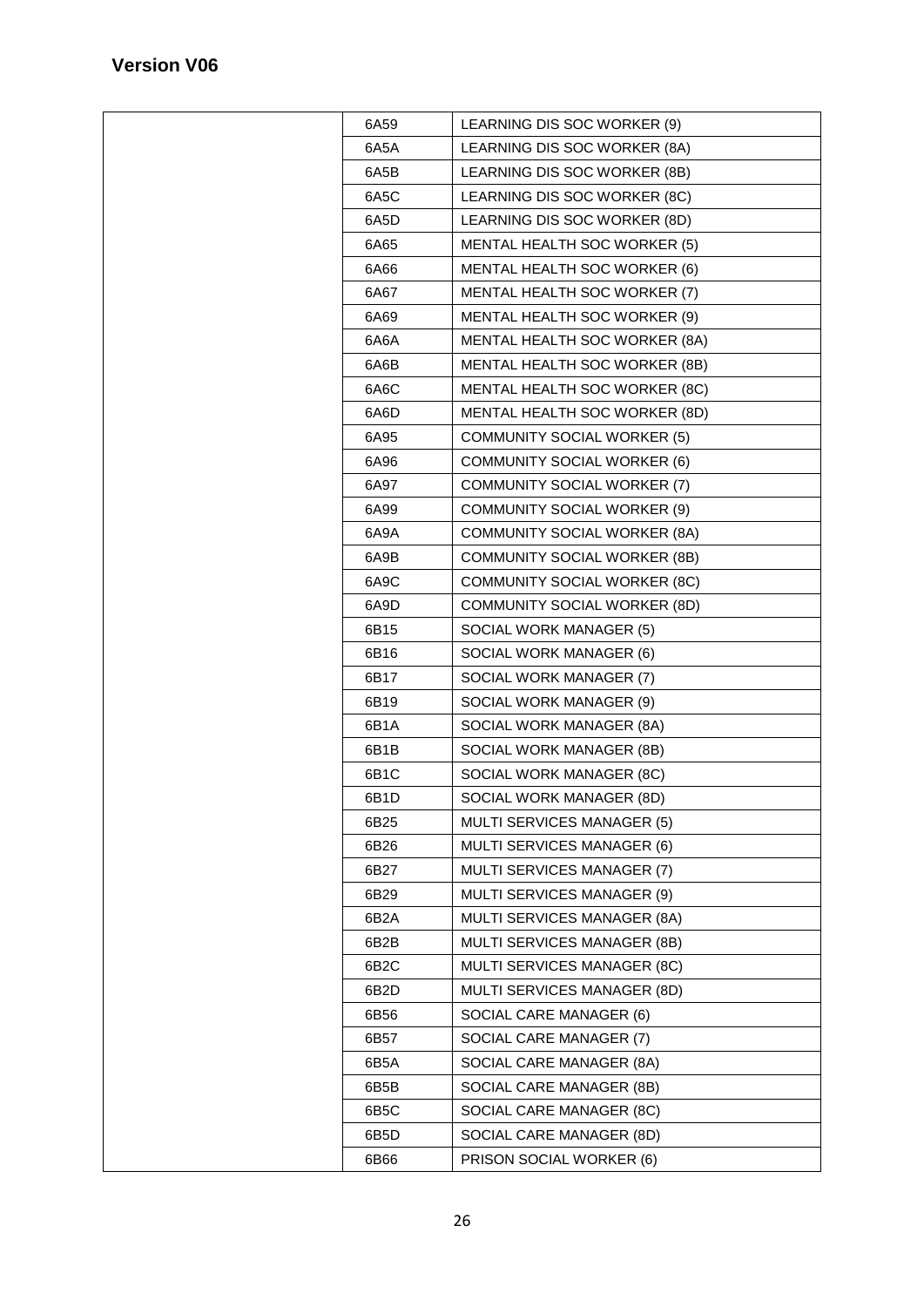## Version V06

| | | |
|---|---|---|
| | 6A59 | LEARNING DIS SOC WORKER (9) |
| | 6A5A | LEARNING DIS SOC WORKER (8A) |
| | 6A5B | LEARNING DIS SOC WORKER (8B) |
| | 6A5C | LEARNING DIS SOC WORKER (8C) |
| | 6A5D | LEARNING DIS SOC WORKER (8D) |
| | 6A65 | MENTAL HEALTH SOC WORKER (5) |
| | 6A66 | MENTAL HEALTH SOC WORKER (6) |
| | 6A67 | MENTAL HEALTH SOC WORKER (7) |
| | 6A69 | MENTAL HEALTH SOC WORKER (9) |
| | 6A6A | MENTAL HEALTH SOC WORKER (8A) |
| | 6A6B | MENTAL HEALTH SOC WORKER (8B) |
| | 6A6C | MENTAL HEALTH SOC WORKER (8C) |
| | 6A6D | MENTAL HEALTH SOC WORKER (8D) |
| | 6A95 | COMMUNITY SOCIAL WORKER (5) |
| | 6A96 | COMMUNITY SOCIAL WORKER (6) |
| | 6A97 | COMMUNITY SOCIAL WORKER (7) |
| | 6A99 | COMMUNITY SOCIAL WORKER (9) |
| | 6A9A | COMMUNITY SOCIAL WORKER (8A) |
| | 6A9B | COMMUNITY SOCIAL WORKER (8B) |
| | 6A9C | COMMUNITY SOCIAL WORKER (8C) |
| | 6A9D | COMMUNITY SOCIAL WORKER (8D) |
| | 6B15 | SOCIAL WORK MANAGER (5) |
| | 6B16 | SOCIAL WORK MANAGER (6) |
| | 6B17 | SOCIAL WORK MANAGER (7) |
| | 6B19 | SOCIAL WORK MANAGER (9) |
| | 6B1A | SOCIAL WORK MANAGER (8A) |
| | 6B1B | SOCIAL WORK MANAGER (8B) |
| | 6B1C | SOCIAL WORK MANAGER (8C) |
| | 6B1D | SOCIAL WORK MANAGER (8D) |
| | 6B25 | MULTI SERVICES MANAGER (5) |
| | 6B26 | MULTI SERVICES MANAGER (6) |
| | 6B27 | MULTI SERVICES MANAGER (7) |
| | 6B29 | MULTI SERVICES MANAGER (9) |
| | 6B2A | MULTI SERVICES MANAGER (8A) |
| | 6B2B | MULTI SERVICES MANAGER (8B) |
| | 6B2C | MULTI SERVICES MANAGER (8C) |
| | 6B2D | MULTI SERVICES MANAGER (8D) |
| | 6B56 | SOCIAL CARE MANAGER (6) |
| | 6B57 | SOCIAL CARE MANAGER (7) |
| | 6B5A | SOCIAL CARE MANAGER (8A) |
| | 6B5B | SOCIAL CARE MANAGER (8B) |
| | 6B5C | SOCIAL CARE MANAGER (8C) |
| | 6B5D | SOCIAL CARE MANAGER (8D) |
| | 6B66 | PRISON SOCIAL WORKER (6) |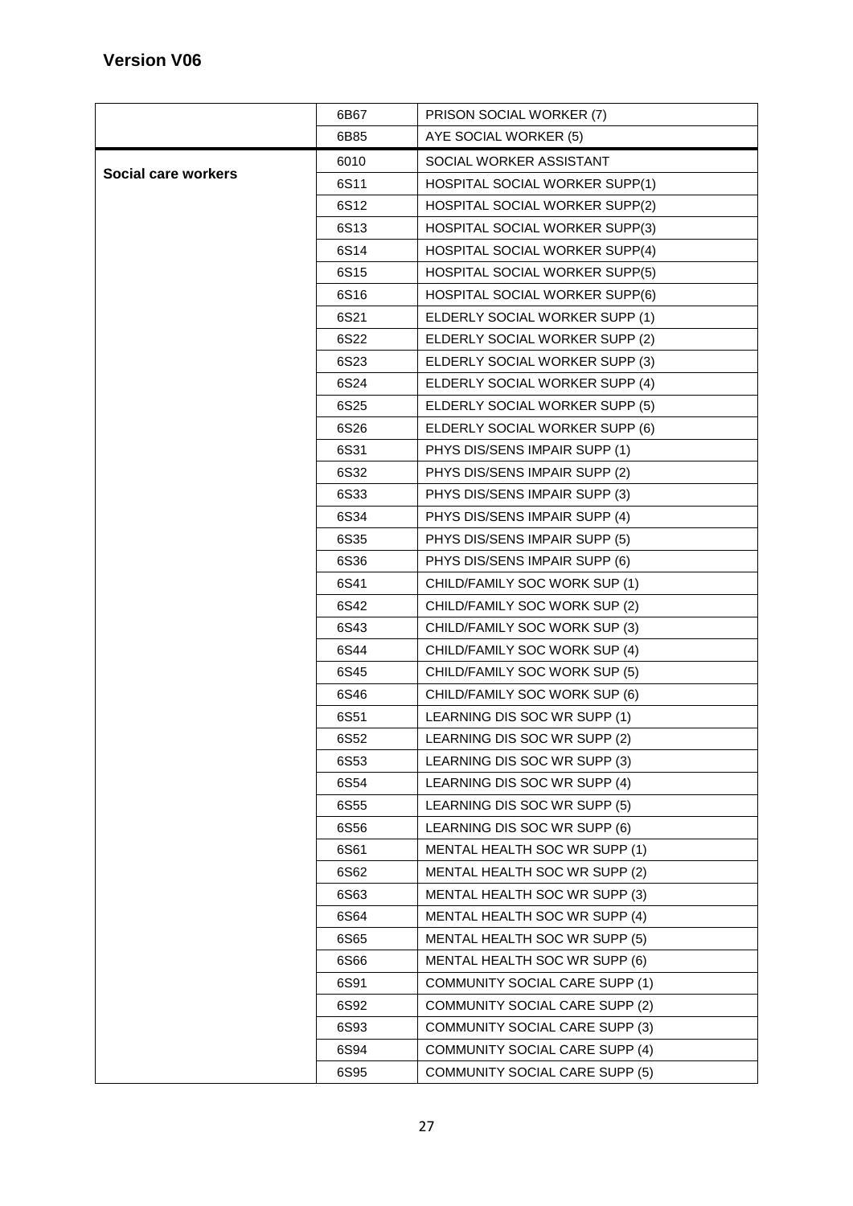**Version V06**

| | | |
|---|---|---|
| | 6B67 | PRISON SOCIAL WORKER (7) |
| | 6B85 | AYE SOCIAL WORKER (5) |
| **Social care workers** | 6010 | SOCIAL WORKER ASSISTANT |
| | 6S11 | HOSPITAL SOCIAL WORKER SUPP(1) |
| | 6S12 | HOSPITAL SOCIAL WORKER SUPP(2) |
| | 6S13 | HOSPITAL SOCIAL WORKER SUPP(3) |
| | 6S14 | HOSPITAL SOCIAL WORKER SUPP(4) |
| | 6S15 | HOSPITAL SOCIAL WORKER SUPP(5) |
| | 6S16 | HOSPITAL SOCIAL WORKER SUPP(6) |
| | 6S21 | ELDERLY SOCIAL WORKER SUPP (1) |
| | 6S22 | ELDERLY SOCIAL WORKER SUPP (2) |
| | 6S23 | ELDERLY SOCIAL WORKER SUPP (3) |
| | 6S24 | ELDERLY SOCIAL WORKER SUPP (4) |
| | 6S25 | ELDERLY SOCIAL WORKER SUPP (5) |
| | 6S26 | ELDERLY SOCIAL WORKER SUPP (6) |
| | 6S31 | PHYS DIS/SENS IMPAIR SUPP (1) |
| | 6S32 | PHYS DIS/SENS IMPAIR SUPP (2) |
| | 6S33 | PHYS DIS/SENS IMPAIR SUPP (3) |
| | 6S34 | PHYS DIS/SENS IMPAIR SUPP (4) |
| | 6S35 | PHYS DIS/SENS IMPAIR SUPP (5) |
| | 6S36 | PHYS DIS/SENS IMPAIR SUPP (6) |
| | 6S41 | CHILD/FAMILY SOC WORK SUP (1) |
| | 6S42 | CHILD/FAMILY SOC WORK SUP (2) |
| | 6S43 | CHILD/FAMILY SOC WORK SUP (3) |
| | 6S44 | CHILD/FAMILY SOC WORK SUP (4) |
| | 6S45 | CHILD/FAMILY SOC WORK SUP (5) |
| | 6S46 | CHILD/FAMILY SOC WORK SUP (6) |
| | 6S51 | LEARNING DIS SOC WR SUPP (1) |
| | 6S52 | LEARNING DIS SOC WR SUPP (2) |
| | 6S53 | LEARNING DIS SOC WR SUPP (3) |
| | 6S54 | LEARNING DIS SOC WR SUPP (4) |
| | 6S55 | LEARNING DIS SOC WR SUPP (5) |
| | 6S56 | LEARNING DIS SOC WR SUPP (6) |
| | 6S61 | MENTAL HEALTH SOC WR SUPP (1) |
| | 6S62 | MENTAL HEALTH SOC WR SUPP (2) |
| | 6S63 | MENTAL HEALTH SOC WR SUPP (3) |
| | 6S64 | MENTAL HEALTH SOC WR SUPP (4) |
| | 6S65 | MENTAL HEALTH SOC WR SUPP (5) |
| | 6S66 | MENTAL HEALTH SOC WR SUPP (6) |
| | 6S91 | COMMUNITY SOCIAL CARE SUPP (1) |
| | 6S92 | COMMUNITY SOCIAL CARE SUPP (2) |
| | 6S93 | COMMUNITY SOCIAL CARE SUPP (3) |
| | 6S94 | COMMUNITY SOCIAL CARE SUPP (4) |
| | 6S95 | COMMUNITY SOCIAL CARE SUPP (5) |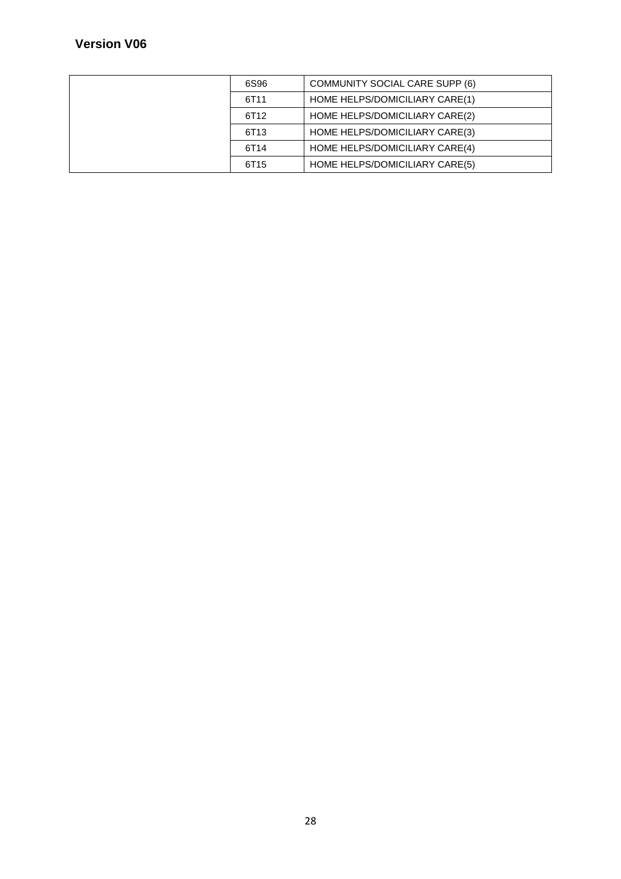| | | |
|---|---|---|
| | 6S96 | COMMUNITY SOCIAL CARE SUPP (6) |
| | 6T11 | HOME HELPS/DOMICILIARY CARE(1) |
| | 6T12 | HOME HELPS/DOMICILIARY CARE(2) |
| | 6T13 | HOME HELPS/DOMICILIARY CARE(3) |
| | 6T14 | HOME HELPS/DOMICILIARY CARE(4) |
| | 6T15 | HOME HELPS/DOMICILIARY CARE(5) |